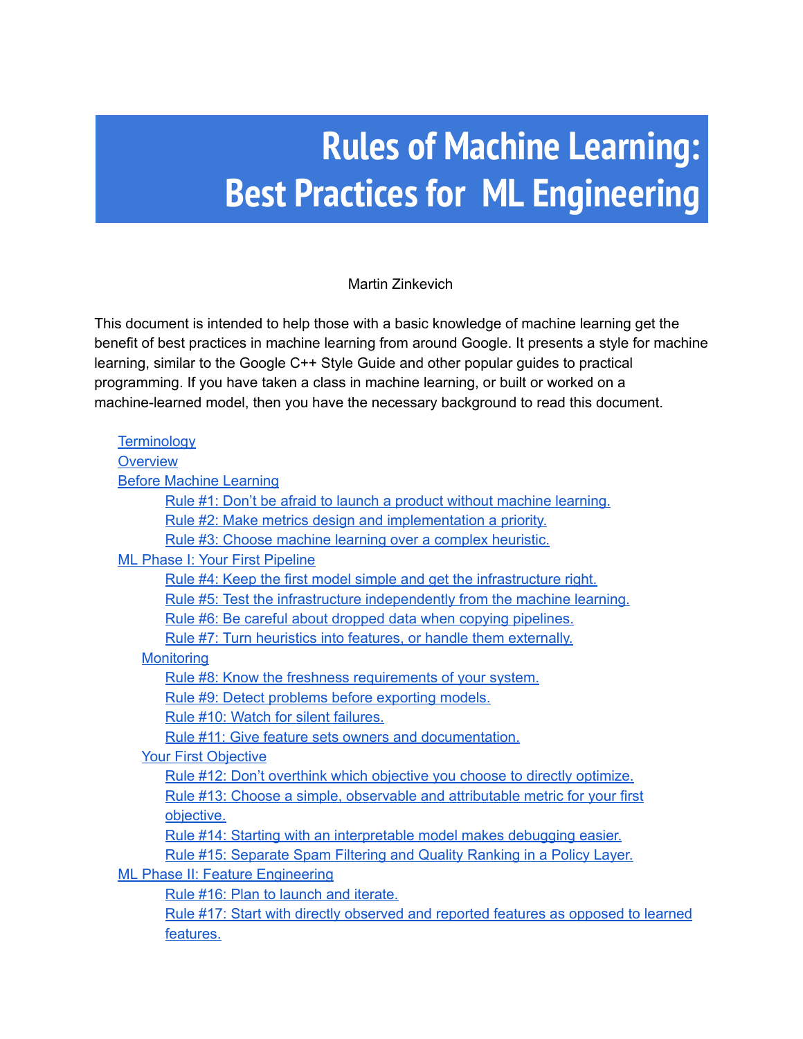# Rules of Machine Learning: Best Practices for ML Engineering

Martin Zinkevich

This document is intended to help those with a basic knowledge of machine learning get the benefit of best practices in machine learning from around Google. It presents a style for machine learning, similar to the Google C++ Style Guide and other popular guides to practical programming. If you have taken a class in machine learning, or built or worked on a machine-learned model, then you have the necessary background to read this document.

- Terminology
- Overview
- Before Machine Learning
    - Rule #1: Don't be afraid to launch a product without machine learning.
    - Rule #2: Make metrics design and implementation a priority.
    - Rule #3: Choose machine learning over a complex heuristic.
- ML Phase I: Your First Pipeline
    - Rule #4: Keep the first model simple and get the infrastructure right.
    - Rule #5: Test the infrastructure independently from the machine learning.
    - Rule #6: Be careful about dropped data when copying pipelines.
    - Rule #7: Turn heuristics into features, or handle them externally.
  - Monitoring
    - Rule #8: Know the freshness requirements of your system.
    - Rule #9: Detect problems before exporting models.
    - Rule #10: Watch for silent failures.
    - Rule #11: Give feature sets owners and documentation.
  - Your First Objective
    - Rule #12: Don't overthink which objective you choose to directly optimize.
    - Rule #13: Choose a simple, observable and attributable metric for your first objective.
    - Rule #14: Starting with an interpretable model makes debugging easier.
    - Rule #15: Separate Spam Filtering and Quality Ranking in a Policy Layer.
- ML Phase II: Feature Engineering
    - Rule #16: Plan to launch and iterate.
    - Rule #17: Start with directly observed and reported features as opposed to learned features.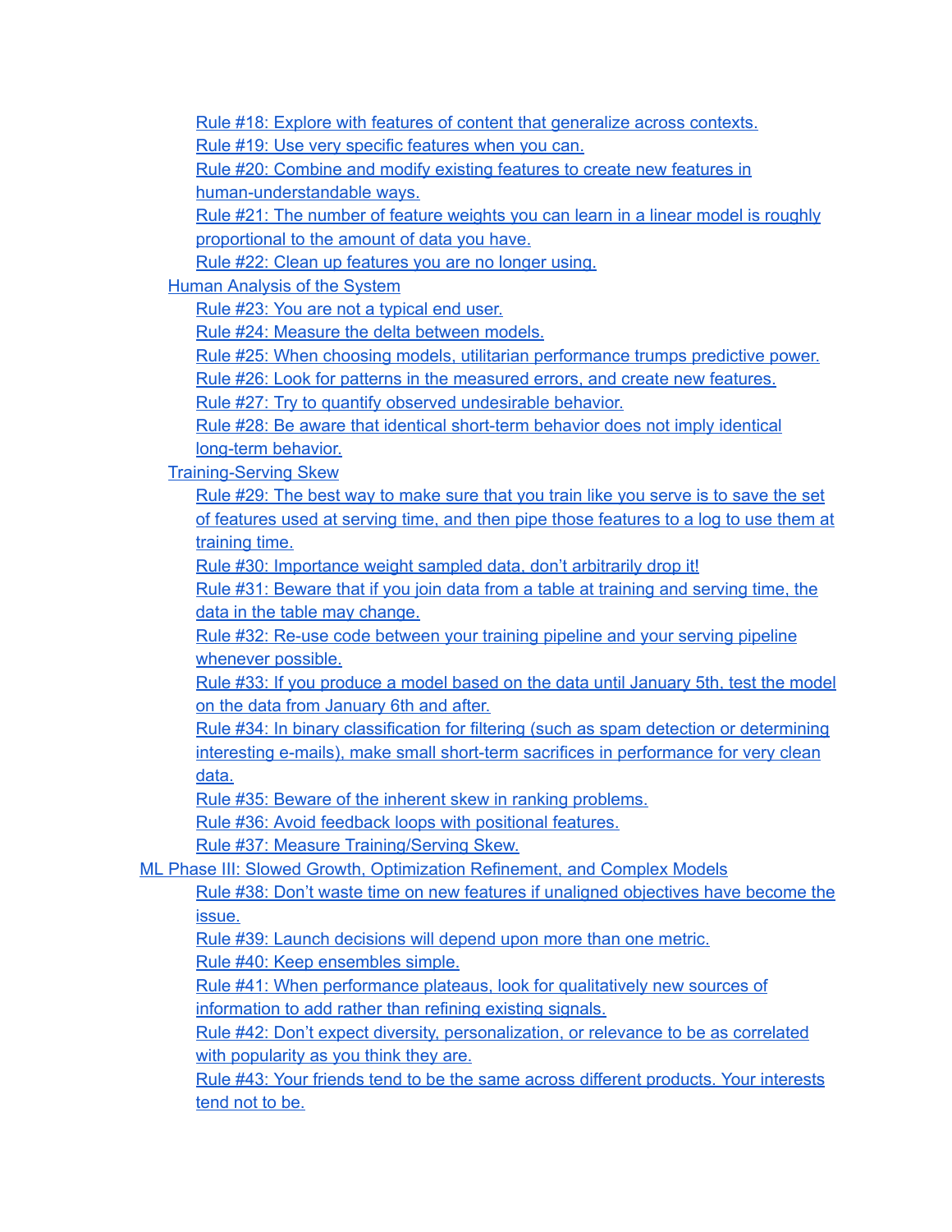- Rule #18: Explore with features of content that generalize across contexts.
- Rule #19: Use very specific features when you can.
- Rule #20: Combine and modify existing features to create new features in human-understandable ways.
- Rule #21: The number of feature weights you can learn in a linear model is roughly proportional to the amount of data you have.
- Rule #22: Clean up features you are no longer using.

- Human Analysis of the System
  - Rule #23: You are not a typical end user.
  - Rule #24: Measure the delta between models.
  - Rule #25: When choosing models, utilitarian performance trumps predictive power.
  - Rule #26: Look for patterns in the measured errors, and create new features.
  - Rule #27: Try to quantify observed undesirable behavior.
  - Rule #28: Be aware that identical short-term behavior does not imply identical long-term behavior.
- Training-Serving Skew
  - Rule #29: The best way to make sure that you train like you serve is to save the set of features used at serving time, and then pipe those features to a log to use them at training time.
  - Rule #30: Importance weight sampled data, don't arbitrarily drop it!
  - Rule #31: Beware that if you join data from a table at training and serving time, the data in the table may change.
  - Rule #32: Re-use code between your training pipeline and your serving pipeline whenever possible.
  - Rule #33: If you produce a model based on the data until January 5th, test the model on the data from January 6th and after.
  - Rule #34: In binary classification for filtering (such as spam detection or determining interesting e-mails), make small short-term sacrifices in performance for very clean data.
  - Rule #35: Beware of the inherent skew in ranking problems.
  - Rule #36: Avoid feedback loops with positional features.
  - Rule #37: Measure Training/Serving Skew.

ML Phase III: Slowed Growth, Optimization Refinement, and Complex Models
- Rule #38: Don't waste time on new features if unaligned objectives have become the issue.
- Rule #39: Launch decisions will depend upon more than one metric.
- Rule #40: Keep ensembles simple.
- Rule #41: When performance plateaus, look for qualitatively new sources of information to add rather than refining existing signals.
- Rule #42: Don't expect diversity, personalization, or relevance to be as correlated with popularity as you think they are.
- Rule #43: Your friends tend to be the same across different products. Your interests tend not to be.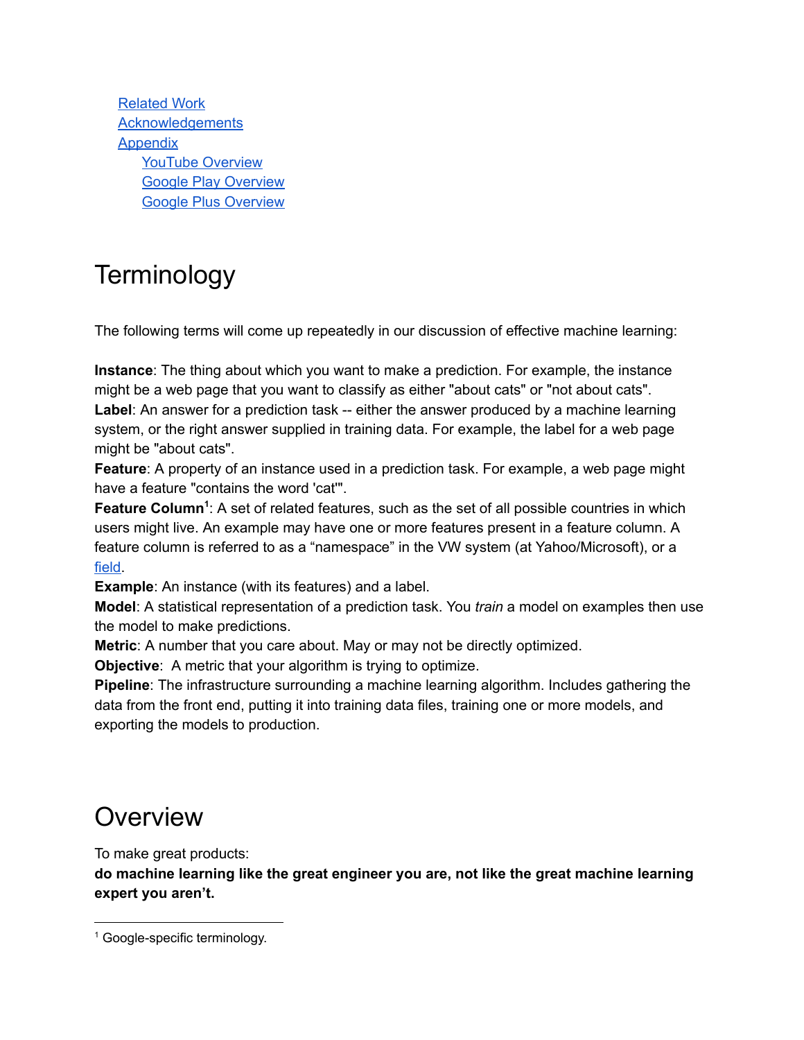[Related Work](#)
[Acknowledgements](#)
[Appendix](#)
- [YouTube Overview](#)
- [Google Play Overview](#)
- [Google Plus Overview](#)

# Terminology

The following terms will come up repeatedly in our discussion of effective machine learning:

**Instance**: The thing about which you want to make a prediction. For example, the instance might be a web page that you want to classify as either "about cats" or "not about cats".
**Label**: An answer for a prediction task -- either the answer produced by a machine learning system, or the right answer supplied in training data. For example, the label for a web page might be "about cats".
**Feature**: A property of an instance used in a prediction task. For example, a web page might have a feature "contains the word 'cat'".
**Feature Column**[1]: A set of related features, such as the set of all possible countries in which users might live. An example may have one or more features present in a feature column. A feature column is referred to as a "namespace" in the VW system (at Yahoo/Microsoft), or a [field](#).
**Example**: An instance (with its features) and a label.
**Model**: A statistical representation of a prediction task. You *train* a model on examples then use the model to make predictions.
**Metric**: A number that you care about. May or may not be directly optimized.
**Objective**: A metric that your algorithm is trying to optimize.
**Pipeline**: The infrastructure surrounding a machine learning algorithm. Includes gathering the data from the front end, putting it into training data files, training one or more models, and exporting the models to production.

# Overview

To make great products:
**do machine learning like the great engineer you are, not like the great machine learning expert you aren't.**

[1] Google-specific terminology.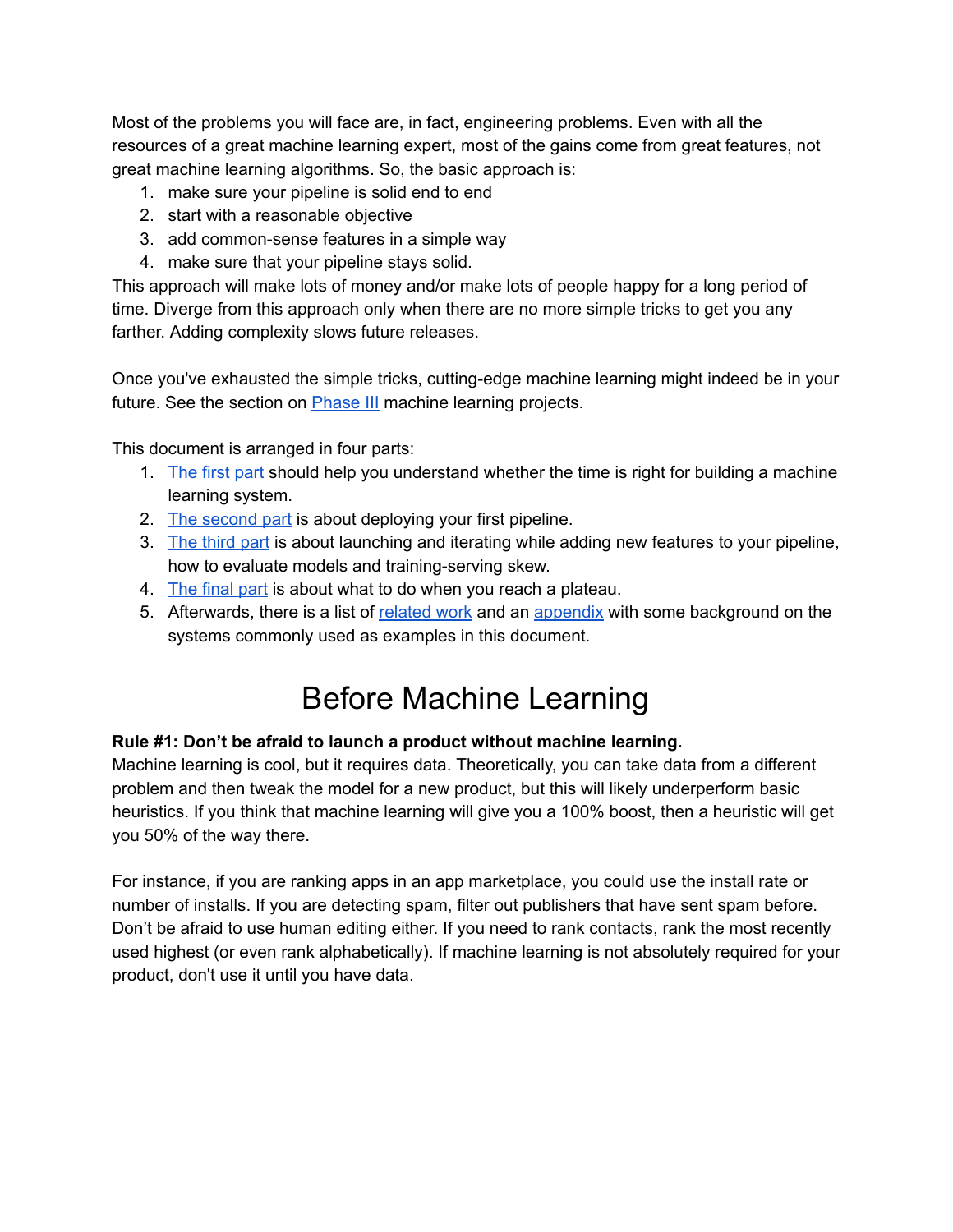Most of the problems you will face are, in fact, engineering problems. Even with all the resources of a great machine learning expert, most of the gains come from great features, not great machine learning algorithms. So, the basic approach is:

1. make sure your pipeline is solid end to end
2. start with a reasonable objective
3. add common-sense features in a simple way
4. make sure that your pipeline stays solid.

This approach will make lots of money and/or make lots of people happy for a long period of time. Diverge from this approach only when there are no more simple tricks to get you any farther. Adding complexity slows future releases.

Once you've exhausted the simple tricks, cutting-edge machine learning might indeed be in your future. See the section on [Phase III](#) machine learning projects.

This document is arranged in four parts:

1. [The first part](#) should help you understand whether the time is right for building a machine learning system.
2. [The second part](#) is about deploying your first pipeline.
3. [The third part](#) is about launching and iterating while adding new features to your pipeline, how to evaluate models and training-serving skew.
4. [The final part](#) is about what to do when you reach a plateau.
5. Afterwards, there is a list of [related work](#) and an [appendix](#) with some background on the systems commonly used as examples in this document.

# Before Machine Learning

**Rule #1: Don't be afraid to launch a product without machine learning.**

Machine learning is cool, but it requires data. Theoretically, you can take data from a different problem and then tweak the model for a new product, but this will likely underperform basic heuristics. If you think that machine learning will give you a 100% boost, then a heuristic will get you 50% of the way there.

For instance, if you are ranking apps in an app marketplace, you could use the install rate or number of installs. If you are detecting spam, filter out publishers that have sent spam before. Don't be afraid to use human editing either. If you need to rank contacts, rank the most recently used highest (or even rank alphabetically). If machine learning is not absolutely required for your product, don't use it until you have data.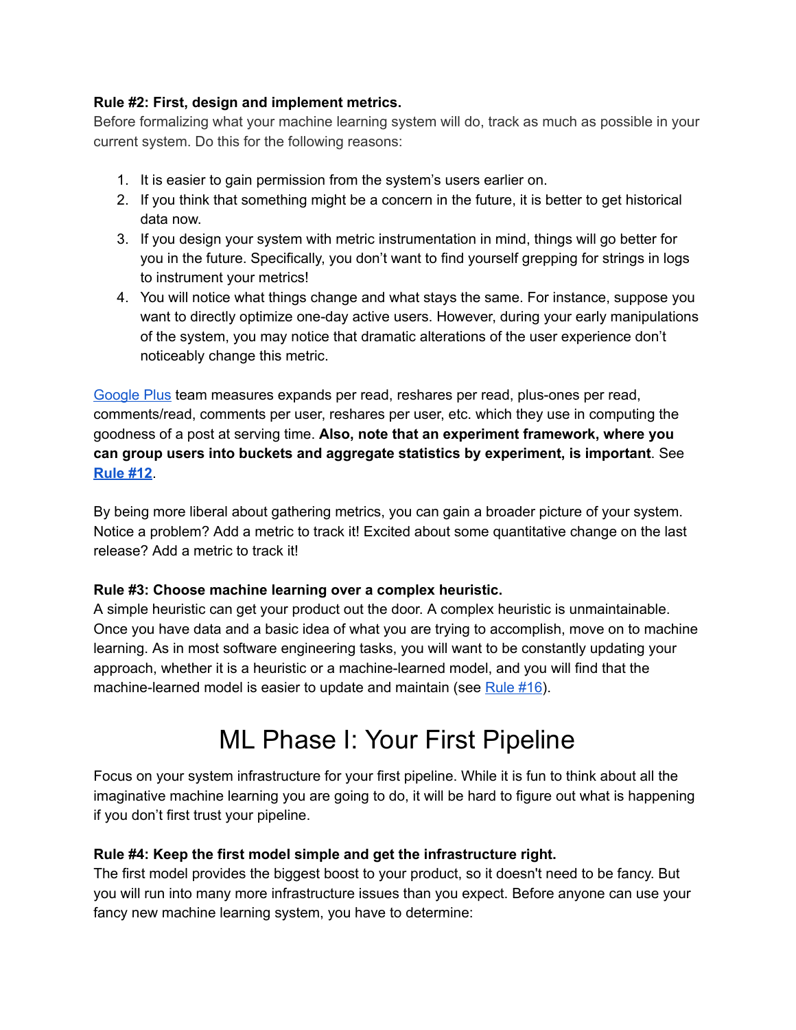**Rule #2: First, design and implement metrics.**

Before formalizing what your machine learning system will do, track as much as possible in your current system. Do this for the following reasons:

1. It is easier to gain permission from the system's users earlier on.
2. If you think that something might be a concern in the future, it is better to get historical data now.
3. If you design your system with metric instrumentation in mind, things will go better for you in the future. Specifically, you don't want to find yourself grepping for strings in logs to instrument your metrics!
4. You will notice what things change and what stays the same. For instance, suppose you want to directly optimize one-day active users. However, during your early manipulations of the system, you may notice that dramatic alterations of the user experience don't noticeably change this metric.

[Google Plus](#) team measures expands per read, reshares per read, plus-ones per read, comments/read, comments per user, reshares per user, etc. which they use in computing the goodness of a post at serving time. **Also, note that an experiment framework, where you can group users into buckets and aggregate statistics by experiment, is important**. See **[Rule #12](#)**.

By being more liberal about gathering metrics, you can gain a broader picture of your system. Notice a problem? Add a metric to track it! Excited about some quantitative change on the last release? Add a metric to track it!

**Rule #3: Choose machine learning over a complex heuristic.**

A simple heuristic can get your product out the door. A complex heuristic is unmaintainable. Once you have data and a basic idea of what you are trying to accomplish, move on to machine learning. As in most software engineering tasks, you will want to be constantly updating your approach, whether it is a heuristic or a machine-learned model, and you will find that the machine-learned model is easier to update and maintain (see [Rule #16](#)).

# ML Phase I: Your First Pipeline

Focus on your system infrastructure for your first pipeline. While it is fun to think about all the imaginative machine learning you are going to do, it will be hard to figure out what is happening if you don't first trust your pipeline.

**Rule #4: Keep the first model simple and get the infrastructure right.**

The first model provides the biggest boost to your product, so it doesn't need to be fancy. But you will run into many more infrastructure issues than you expect. Before anyone can use your fancy new machine learning system, you have to determine: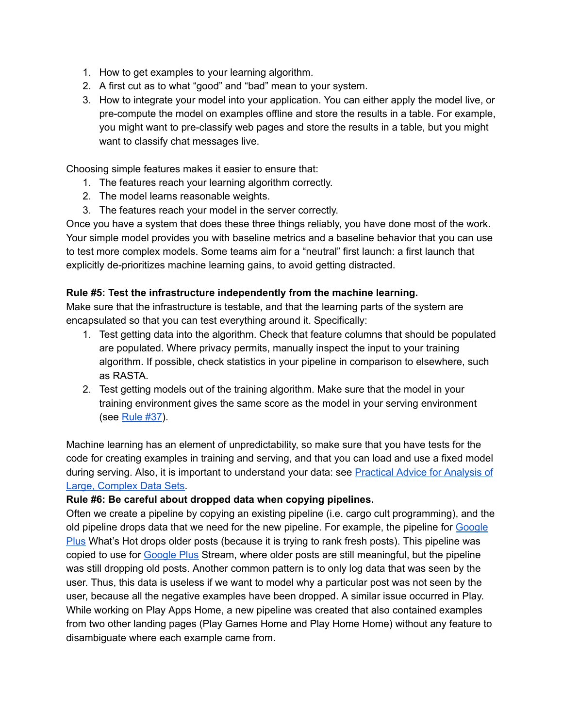1. How to get examples to your learning algorithm.
2. A first cut as to what “good” and “bad” mean to your system.
3. How to integrate your model into your application. You can either apply the model live, or pre-compute the model on examples offline and store the results in a table. For example, you might want to pre-classify web pages and store the results in a table, but you might want to classify chat messages live.

Choosing simple features makes it easier to ensure that:

1. The features reach your learning algorithm correctly.
2. The model learns reasonable weights.
3. The features reach your model in the server correctly.

Once you have a system that does these three things reliably, you have done most of the work. Your simple model provides you with baseline metrics and a baseline behavior that you can use to test more complex models. Some teams aim for a “neutral” first launch: a first launch that explicitly de-prioritizes machine learning gains, to avoid getting distracted.

**Rule #5: Test the infrastructure independently from the machine learning.**

Make sure that the infrastructure is testable, and that the learning parts of the system are encapsulated so that you can test everything around it. Specifically:

1. Test getting data into the algorithm. Check that feature columns that should be populated are populated. Where privacy permits, manually inspect the input to your training algorithm. If possible, check statistics in your pipeline in comparison to elsewhere, such as RASTA.
2. Test getting models out of the training algorithm. Make sure that the model in your training environment gives the same score as the model in your serving environment (see Rule #37).

Machine learning has an element of unpredictability, so make sure that you have tests for the code for creating examples in training and serving, and that you can load and use a fixed model during serving. Also, it is important to understand your data: see Practical Advice for Analysis of Large, Complex Data Sets.

**Rule #6: Be careful about dropped data when copying pipelines.**

Often we create a pipeline by copying an existing pipeline (i.e. cargo cult programming), and the old pipeline drops data that we need for the new pipeline. For example, the pipeline for Google Plus What’s Hot drops older posts (because it is trying to rank fresh posts). This pipeline was copied to use for Google Plus Stream, where older posts are still meaningful, but the pipeline was still dropping old posts. Another common pattern is to only log data that was seen by the user. Thus, this data is useless if we want to model why a particular post was not seen by the user, because all the negative examples have been dropped. A similar issue occurred in Play. While working on Play Apps Home, a new pipeline was created that also contained examples from two other landing pages (Play Games Home and Play Home Home) without any feature to disambiguate where each example came from.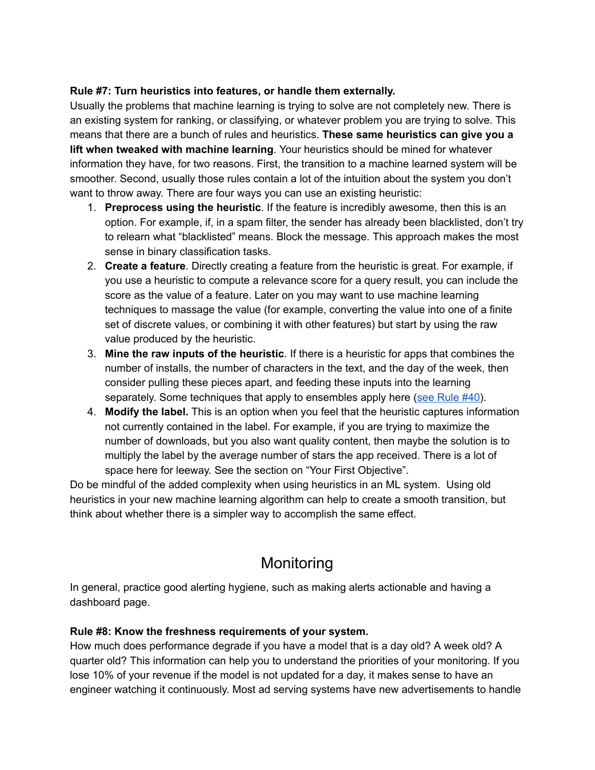**Rule #7: Turn heuristics into features, or handle them externally.**

Usually the problems that machine learning is trying to solve are not completely new. There is an existing system for ranking, or classifying, or whatever problem you are trying to solve. This means that there are a bunch of rules and heuristics. **These same heuristics can give you a lift when tweaked with machine learning**. Your heuristics should be mined for whatever information they have, for two reasons. First, the transition to a machine learned system will be smoother. Second, usually those rules contain a lot of the intuition about the system you don't want to throw away. There are four ways you can use an existing heuristic:

1. **Preprocess using the heuristic**. If the feature is incredibly awesome, then this is an option. For example, if, in a spam filter, the sender has already been blacklisted, don't try to relearn what "blacklisted" means. Block the message. This approach makes the most sense in binary classification tasks.
2. **Create a feature**. Directly creating a feature from the heuristic is great. For example, if you use a heuristic to compute a relevance score for a query result, you can include the score as the value of a feature. Later on you may want to use machine learning techniques to massage the value (for example, converting the value into one of a finite set of discrete values, or combining it with other features) but start by using the raw value produced by the heuristic.
3. **Mine the raw inputs of the heuristic**. If there is a heuristic for apps that combines the number of installs, the number of characters in the text, and the day of the week, then consider pulling these pieces apart, and feeding these inputs into the learning separately. Some techniques that apply to ensembles apply here (see Rule #40).
4. **Modify the label.** This is an option when you feel that the heuristic captures information not currently contained in the label. For example, if you are trying to maximize the number of downloads, but you also want quality content, then maybe the solution is to multiply the label by the average number of stars the app received. There is a lot of space here for leeway. See the section on "Your First Objective".

Do be mindful of the added complexity when using heuristics in an ML system. Using old heuristics in your new machine learning algorithm can help to create a smooth transition, but think about whether there is a simpler way to accomplish the same effect.

## Monitoring

In general, practice good alerting hygiene, such as making alerts actionable and having a dashboard page.

**Rule #8: Know the freshness requirements of your system.**

How much does performance degrade if you have a model that is a day old? A week old? A quarter old? This information can help you to understand the priorities of your monitoring. If you lose 10% of your revenue if the model is not updated for a day, it makes sense to have an engineer watching it continuously. Most ad serving systems have new advertisements to handle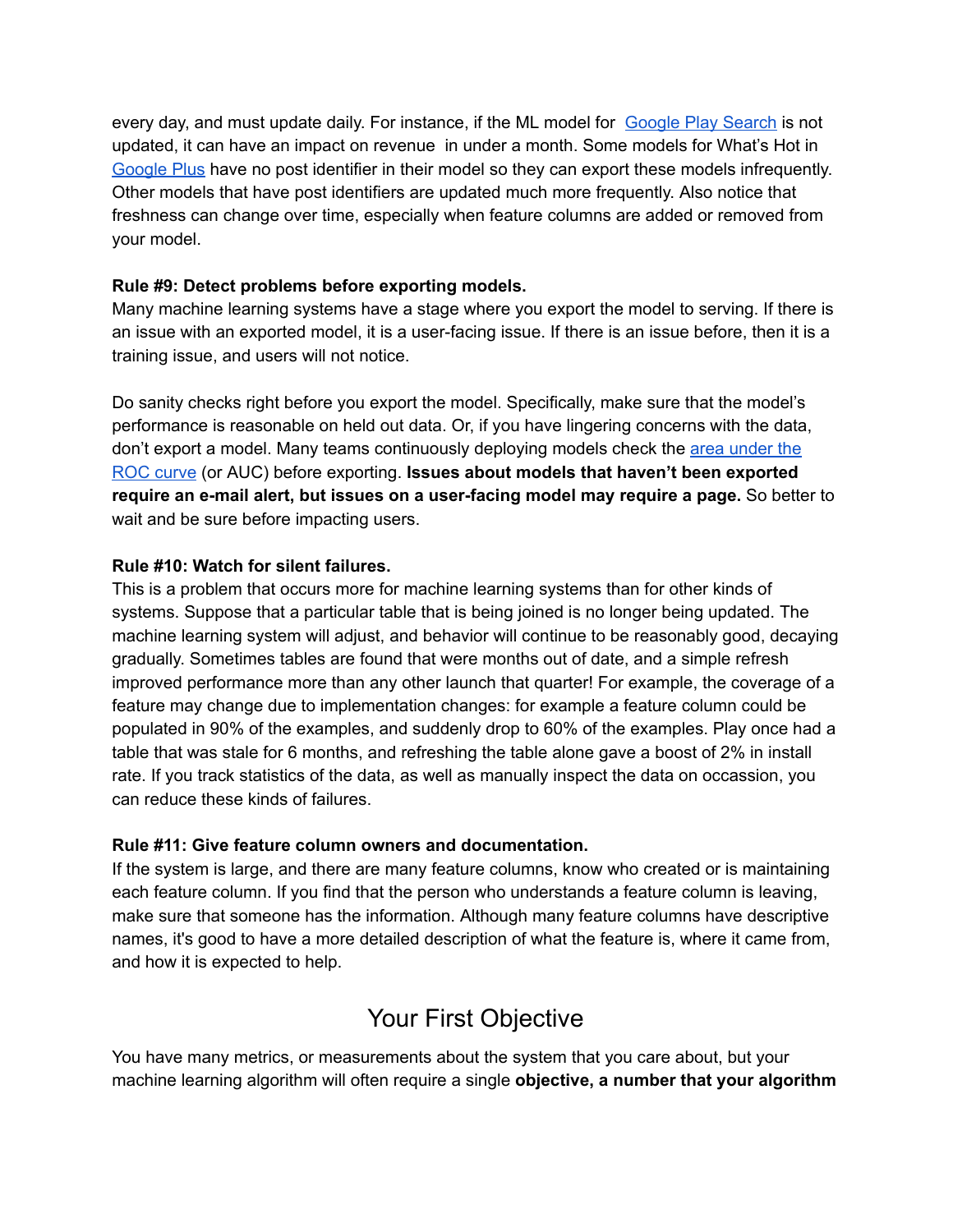every day, and must update daily. For instance, if the ML model for [Google Play Search](#) is not updated, it can have an impact on revenue in under a month. Some models for What's Hot in [Google Plus](#) have no post identifier in their model so they can export these models infrequently. Other models that have post identifiers are updated much more frequently. Also notice that freshness can change over time, especially when feature columns are added or removed from your model.

**Rule #9: Detect problems before exporting models.**

Many machine learning systems have a stage where you export the model to serving. If there is an issue with an exported model, it is a user-facing issue. If there is an issue before, then it is a training issue, and users will not notice.

Do sanity checks right before you export the model. Specifically, make sure that the model's performance is reasonable on held out data. Or, if you have lingering concerns with the data, don't export a model. Many teams continuously deploying models check the [area under the ROC curve](#) (or AUC) before exporting. **Issues about models that haven't been exported require an e-mail alert, but issues on a user-facing model may require a page.** So better to wait and be sure before impacting users.

**Rule #10: Watch for silent failures.**

This is a problem that occurs more for machine learning systems than for other kinds of systems. Suppose that a particular table that is being joined is no longer being updated. The machine learning system will adjust, and behavior will continue to be reasonably good, decaying gradually. Sometimes tables are found that were months out of date, and a simple refresh improved performance more than any other launch that quarter! For example, the coverage of a feature may change due to implementation changes: for example a feature column could be populated in 90% of the examples, and suddenly drop to 60% of the examples. Play once had a table that was stale for 6 months, and refreshing the table alone gave a boost of 2% in install rate. If you track statistics of the data, as well as manually inspect the data on occassion, you can reduce these kinds of failures.

**Rule #11: Give feature column owners and documentation.**

If the system is large, and there are many feature columns, know who created or is maintaining each feature column. If you find that the person who understands a feature column is leaving, make sure that someone has the information. Although many feature columns have descriptive names, it's good to have a more detailed description of what the feature is, where it came from, and how it is expected to help.

## Your First Objective

You have many metrics, or measurements about the system that you care about, but your machine learning algorithm will often require a single **objective, a number that your algorithm**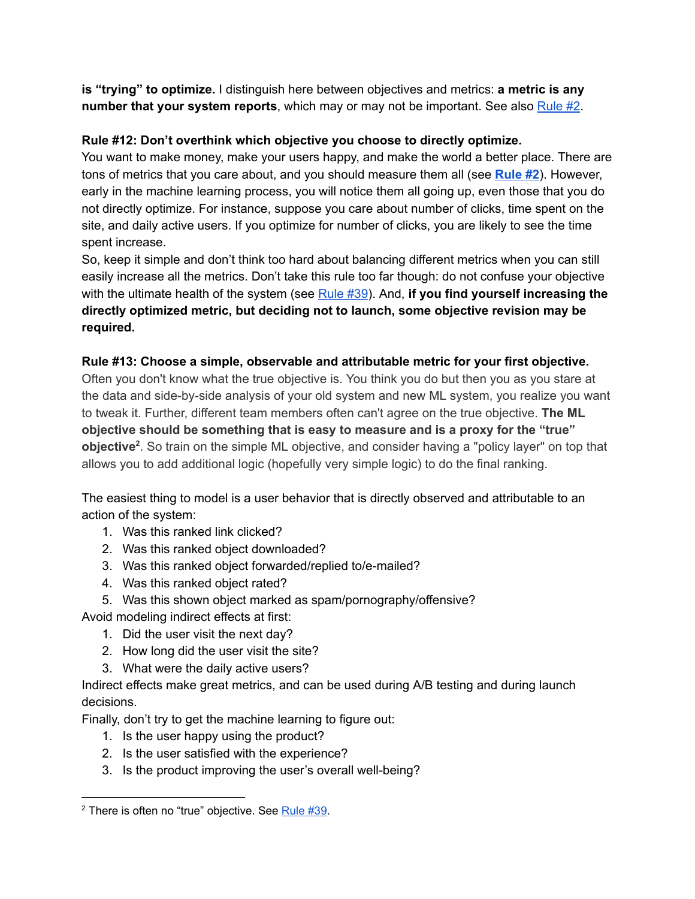**is "trying" to optimize.** I distinguish here between objectives and metrics: **a metric is any number that your system reports**, which may or may not be important. See also Rule #2.

**Rule #12: Don't overthink which objective you choose to directly optimize.**

You want to make money, make your users happy, and make the world a better place. There are tons of metrics that you care about, and you should measure them all (see **Rule #2**). However, early in the machine learning process, you will notice them all going up, even those that you do not directly optimize. For instance, suppose you care about number of clicks, time spent on the site, and daily active users. If you optimize for number of clicks, you are likely to see the time spent increase.

So, keep it simple and don't think too hard about balancing different metrics when you can still easily increase all the metrics. Don't take this rule too far though: do not confuse your objective with the ultimate health of the system (see Rule #39). And, **if you find yourself increasing the directly optimized metric, but deciding not to launch, some objective revision may be required.**

**Rule #13: Choose a simple, observable and attributable metric for your first objective.**

Often you don't know what the true objective is. You think you do but then you as you stare at the data and side-by-side analysis of your old system and new ML system, you realize you want to tweak it. Further, different team members often can't agree on the true objective. **The ML objective should be something that is easy to measure and is a proxy for the "true" objective**[2]. So train on the simple ML objective, and consider having a "policy layer" on top that allows you to add additional logic (hopefully very simple logic) to do the final ranking.

The easiest thing to model is a user behavior that is directly observed and attributable to an action of the system:

1. Was this ranked link clicked?
2. Was this ranked object downloaded?
3. Was this ranked object forwarded/replied to/e-mailed?
4. Was this ranked object rated?
5. Was this shown object marked as spam/pornography/offensive?

Avoid modeling indirect effects at first:

1. Did the user visit the next day?
2. How long did the user visit the site?
3. What were the daily active users?

Indirect effects make great metrics, and can be used during A/B testing and during launch decisions.

Finally, don't try to get the machine learning to figure out:

1. Is the user happy using the product?
2. Is the user satisfied with the experience?
3. Is the product improving the user's overall well-being?

---

[2] There is often no "true" objective. See Rule #39.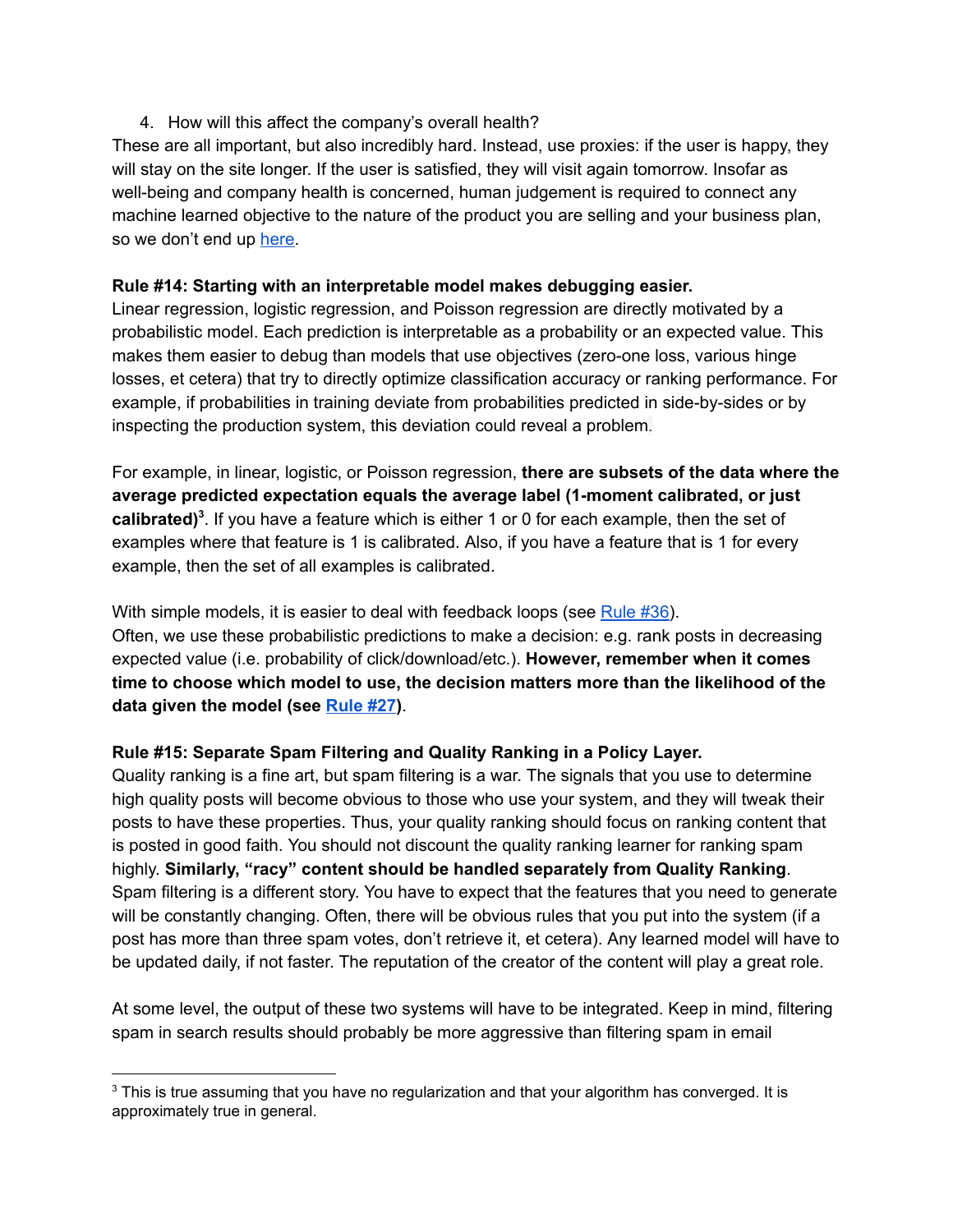4. How will this affect the company's overall health?

These are all important, but also incredibly hard. Instead, use proxies: if the user is happy, they will stay on the site longer. If the user is satisfied, they will visit again tomorrow. Insofar as well-being and company health is concerned, human judgement is required to connect any machine learned objective to the nature of the product you are selling and your business plan, so we don't end up here.

**Rule #14: Starting with an interpretable model makes debugging easier.**

Linear regression, logistic regression, and Poisson regression are directly motivated by a probabilistic model. Each prediction is interpretable as a probability or an expected value. This makes them easier to debug than models that use objectives (zero-one loss, various hinge losses, et cetera) that try to directly optimize classification accuracy or ranking performance. For example, if probabilities in training deviate from probabilities predicted in side-by-sides or by inspecting the production system, this deviation could reveal a problem.

For example, in linear, logistic, or Poisson regression, **there are subsets of the data where the average predicted expectation equals the average label (1-moment calibrated, or just calibrated)**[3]. If you have a feature which is either 1 or 0 for each example, then the set of examples where that feature is 1 is calibrated. Also, if you have a feature that is 1 for every example, then the set of all examples is calibrated.

With simple models, it is easier to deal with feedback loops (see Rule #36).
Often, we use these probabilistic predictions to make a decision: e.g. rank posts in decreasing expected value (i.e. probability of click/download/etc.). **However, remember when it comes time to choose which model to use, the decision matters more than the likelihood of the data given the model (see Rule #27)**.

**Rule #15: Separate Spam Filtering and Quality Ranking in a Policy Layer.**

Quality ranking is a fine art, but spam filtering is a war. The signals that you use to determine high quality posts will become obvious to those who use your system, and they will tweak their posts to have these properties. Thus, your quality ranking should focus on ranking content that is posted in good faith. You should not discount the quality ranking learner for ranking spam highly. **Similarly, "racy" content should be handled separately from Quality Ranking**. Spam filtering is a different story. You have to expect that the features that you need to generate will be constantly changing. Often, there will be obvious rules that you put into the system (if a post has more than three spam votes, don't retrieve it, et cetera). Any learned model will have to be updated daily, if not faster. The reputation of the creator of the content will play a great role.

At some level, the output of these two systems will have to be integrated. Keep in mind, filtering spam in search results should probably be more aggressive than filtering spam in email

---

[3] This is true assuming that you have no regularization and that your algorithm has converged. It is approximately true in general.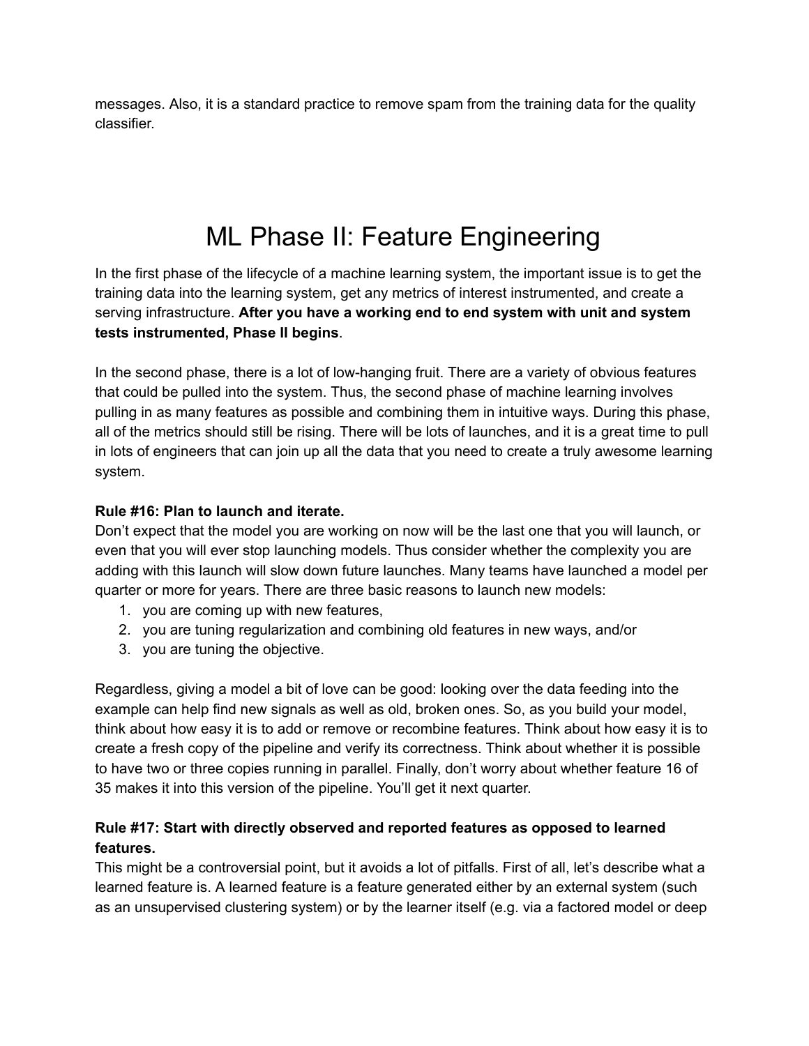messages. Also, it is a standard practice to remove spam from the training data for the quality classifier.

# ML Phase II: Feature Engineering

In the first phase of the lifecycle of a machine learning system, the important issue is to get the training data into the learning system, get any metrics of interest instrumented, and create a serving infrastructure. **After you have a working end to end system with unit and system tests instrumented, Phase II begins**.

In the second phase, there is a lot of low-hanging fruit. There are a variety of obvious features that could be pulled into the system. Thus, the second phase of machine learning involves pulling in as many features as possible and combining them in intuitive ways. During this phase, all of the metrics should still be rising. There will be lots of launches, and it is a great time to pull in lots of engineers that can join up all the data that you need to create a truly awesome learning system.

### Rule #16: Plan to launch and iterate.

Don't expect that the model you are working on now will be the last one that you will launch, or even that you will ever stop launching models. Thus consider whether the complexity you are adding with this launch will slow down future launches. Many teams have launched a model per quarter or more for years. There are three basic reasons to launch new models:

1. you are coming up with new features,
2. you are tuning regularization and combining old features in new ways, and/or
3. you are tuning the objective.

Regardless, giving a model a bit of love can be good: looking over the data feeding into the example can help find new signals as well as old, broken ones. So, as you build your model, think about how easy it is to add or remove or recombine features. Think about how easy it is to create a fresh copy of the pipeline and verify its correctness. Think about whether it is possible to have two or three copies running in parallel. Finally, don't worry about whether feature 16 of 35 makes it into this version of the pipeline. You'll get it next quarter.

### Rule #17: Start with directly observed and reported features as opposed to learned features.

This might be a controversial point, but it avoids a lot of pitfalls. First of all, let's describe what a learned feature is. A learned feature is a feature generated either by an external system (such as an unsupervised clustering system) or by the learner itself (e.g. via a factored model or deep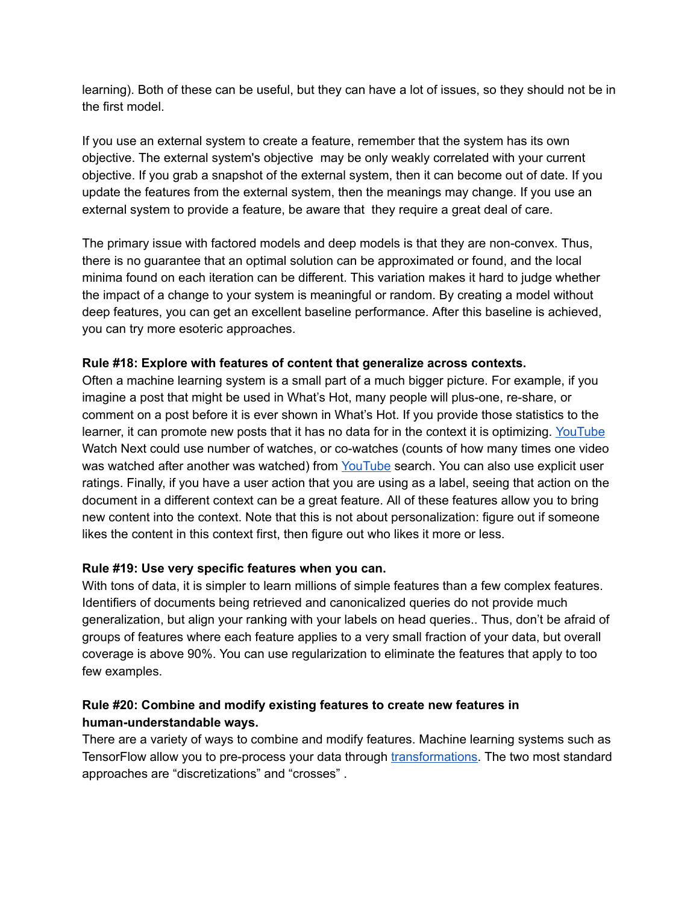learning). Both of these can be useful, but they can have a lot of issues, so they should not be in the first model.

If you use an external system to create a feature, remember that the system has its own objective. The external system's objective may be only weakly correlated with your current objective. If you grab a snapshot of the external system, then it can become out of date. If you update the features from the external system, then the meanings may change. If you use an external system to provide a feature, be aware that they require a great deal of care.

The primary issue with factored models and deep models is that they are non-convex. Thus, there is no guarantee that an optimal solution can be approximated or found, and the local minima found on each iteration can be different. This variation makes it hard to judge whether the impact of a change to your system is meaningful or random. By creating a model without deep features, you can get an excellent baseline performance. After this baseline is achieved, you can try more esoteric approaches.

**Rule #18: Explore with features of content that generalize across contexts.**

Often a machine learning system is a small part of a much bigger picture. For example, if you imagine a post that might be used in What's Hot, many people will plus-one, re-share, or comment on a post before it is ever shown in What's Hot. If you provide those statistics to the learner, it can promote new posts that it has no data for in the context it is optimizing. YouTube Watch Next could use number of watches, or co-watches (counts of how many times one video was watched after another was watched) from YouTube search. You can also use explicit user ratings. Finally, if you have a user action that you are using as a label, seeing that action on the document in a different context can be a great feature. All of these features allow you to bring new content into the context. Note that this is not about personalization: figure out if someone likes the content in this context first, then figure out who likes it more or less.

**Rule #19: Use very specific features when you can.**

With tons of data, it is simpler to learn millions of simple features than a few complex features. Identifiers of documents being retrieved and canonicalized queries do not provide much generalization, but align your ranking with your labels on head queries.. Thus, don't be afraid of groups of features where each feature applies to a very small fraction of your data, but overall coverage is above 90%. You can use regularization to eliminate the features that apply to too few examples.

**Rule #20: Combine and modify existing features to create new features in human-understandable ways.**

There are a variety of ways to combine and modify features. Machine learning systems such as TensorFlow allow you to pre-process your data through transformations. The two most standard approaches are "discretizations" and "crosses" .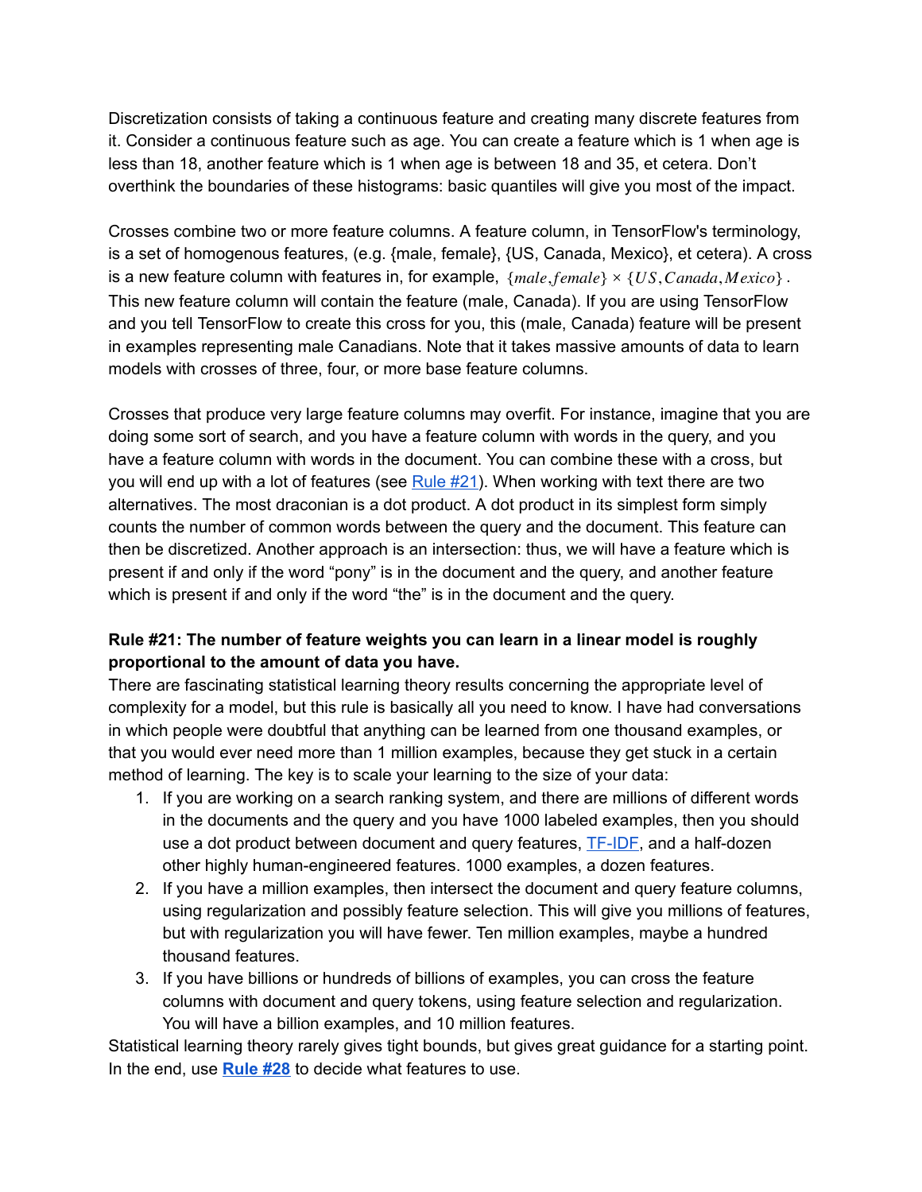Discretization consists of taking a continuous feature and creating many discrete features from it. Consider a continuous feature such as age. You can create a feature which is 1 when age is less than 18, another feature which is 1 when age is between 18 and 35, et cetera. Don't overthink the boundaries of these histograms: basic quantiles will give you most of the impact.

Crosses combine two or more feature columns. A feature column, in TensorFlow's terminology, is a set of homogenous features, (e.g. {male, female}, {US, Canada, Mexico}, et cetera). A cross is a new feature column with features in, for example, $\{male, female\} \times \{US, Canada, Mexico\}$. This new feature column will contain the feature (male, Canada). If you are using TensorFlow and you tell TensorFlow to create this cross for you, this (male, Canada) feature will be present in examples representing male Canadians. Note that it takes massive amounts of data to learn models with crosses of three, four, or more base feature columns.

Crosses that produce very large feature columns may overfit. For instance, imagine that you are doing some sort of search, and you have a feature column with words in the query, and you have a feature column with words in the document. You can combine these with a cross, but you will end up with a lot of features (see Rule #21). When working with text there are two alternatives. The most draconian is a dot product. A dot product in its simplest form simply counts the number of common words between the query and the document. This feature can then be discretized. Another approach is an intersection: thus, we will have a feature which is present if and only if the word "pony" is in the document and the query, and another feature which is present if and only if the word "the" is in the document and the query.

**Rule #21: The number of feature weights you can learn in a linear model is roughly proportional to the amount of data you have.**

There are fascinating statistical learning theory results concerning the appropriate level of complexity for a model, but this rule is basically all you need to know. I have had conversations in which people were doubtful that anything can be learned from one thousand examples, or that you would ever need more than 1 million examples, because they get stuck in a certain method of learning. The key is to scale your learning to the size of your data:

1. If you are working on a search ranking system, and there are millions of different words in the documents and the query and you have 1000 labeled examples, then you should use a dot product between document and query features, TF-IDF, and a half-dozen other highly human-engineered features. 1000 examples, a dozen features.
2. If you have a million examples, then intersect the document and query feature columns, using regularization and possibly feature selection. This will give you millions of features, but with regularization you will have fewer. Ten million examples, maybe a hundred thousand features.
3. If you have billions or hundreds of billions of examples, you can cross the feature columns with document and query tokens, using feature selection and regularization. You will have a billion examples, and 10 million features.

Statistical learning theory rarely gives tight bounds, but gives great guidance for a starting point. In the end, use **Rule #28** to decide what features to use.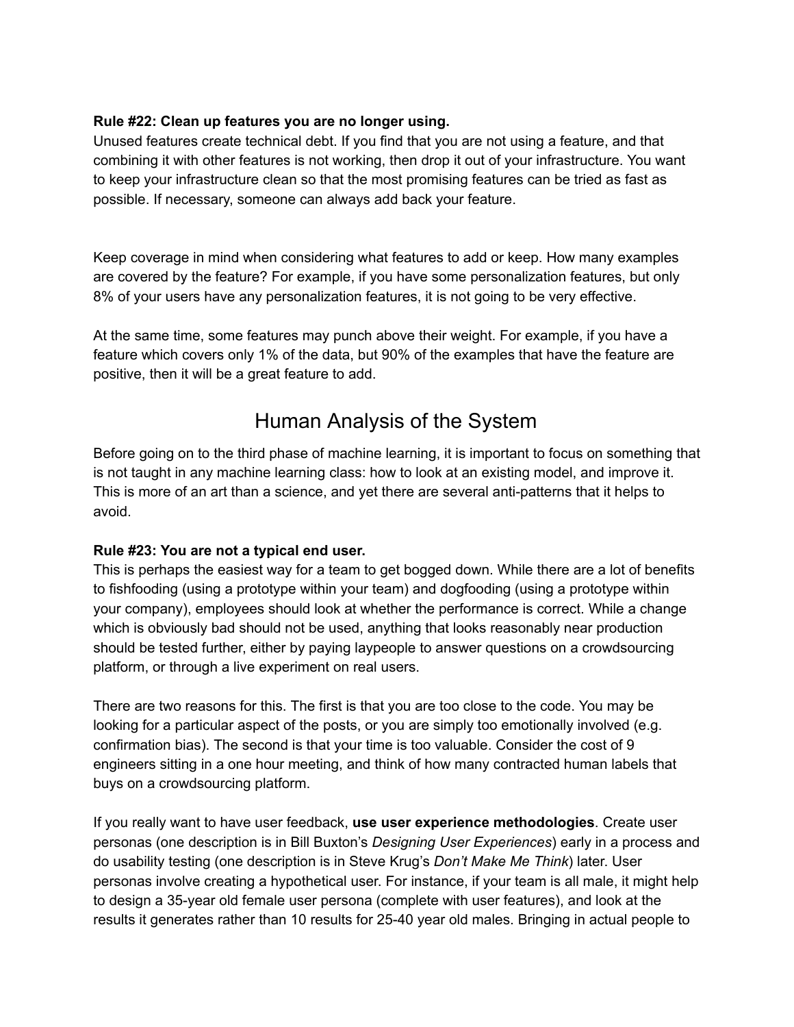**Rule #22: Clean up features you are no longer using.**
Unused features create technical debt. If you find that you are not using a feature, and that combining it with other features is not working, then drop it out of your infrastructure. You want to keep your infrastructure clean so that the most promising features can be tried as fast as possible. If necessary, someone can always add back your feature.

Keep coverage in mind when considering what features to add or keep. How many examples are covered by the feature? For example, if you have some personalization features, but only 8% of your users have any personalization features, it is not going to be very effective.

At the same time, some features may punch above their weight. For example, if you have a feature which covers only 1% of the data, but 90% of the examples that have the feature are positive, then it will be a great feature to add.

## Human Analysis of the System

Before going on to the third phase of machine learning, it is important to focus on something that is not taught in any machine learning class: how to look at an existing model, and improve it. This is more of an art than a science, and yet there are several anti-patterns that it helps to avoid.

**Rule #23: You are not a typical end user.**
This is perhaps the easiest way for a team to get bogged down. While there are a lot of benefits to fishfooding (using a prototype within your team) and dogfooding (using a prototype within your company), employees should look at whether the performance is correct. While a change which is obviously bad should not be used, anything that looks reasonably near production should be tested further, either by paying laypeople to answer questions on a crowdsourcing platform, or through a live experiment on real users.

There are two reasons for this. The first is that you are too close to the code. You may be looking for a particular aspect of the posts, or you are simply too emotionally involved (e.g. confirmation bias). The second is that your time is too valuable. Consider the cost of 9 engineers sitting in a one hour meeting, and think of how many contracted human labels that buys on a crowdsourcing platform.

If you really want to have user feedback, **use user experience methodologies**. Create user personas (one description is in Bill Buxton's *Designing User Experiences*) early in a process and do usability testing (one description is in Steve Krug's *Don't Make Me Think*) later. User personas involve creating a hypothetical user. For instance, if your team is all male, it might help to design a 35-year old female user persona (complete with user features), and look at the results it generates rather than 10 results for 25-40 year old males. Bringing in actual people to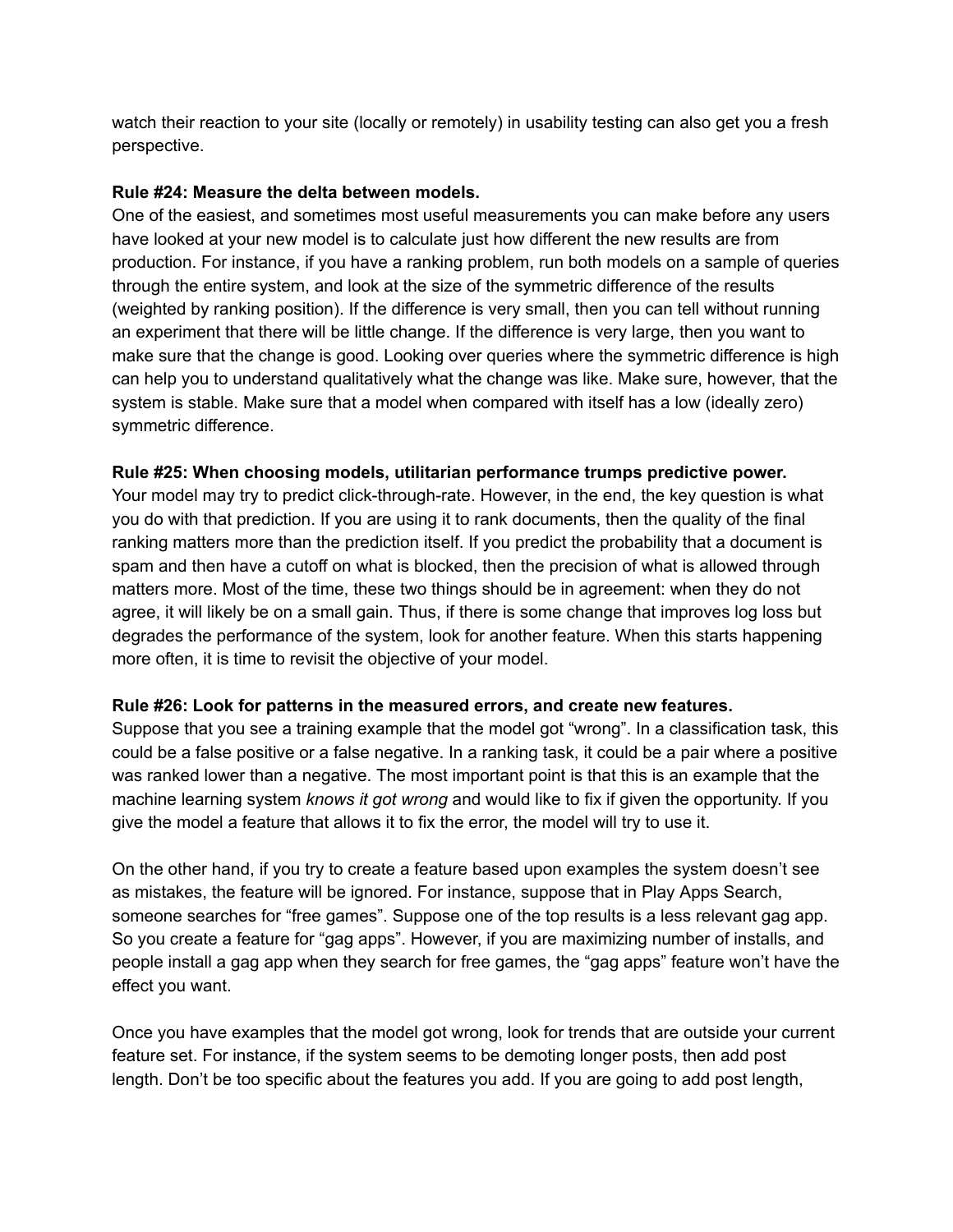watch their reaction to your site (locally or remotely) in usability testing can also get you a fresh perspective.

**Rule #24: Measure the delta between models.**

One of the easiest, and sometimes most useful measurements you can make before any users have looked at your new model is to calculate just how different the new results are from production. For instance, if you have a ranking problem, run both models on a sample of queries through the entire system, and look at the size of the symmetric difference of the results (weighted by ranking position). If the difference is very small, then you can tell without running an experiment that there will be little change. If the difference is very large, then you want to make sure that the change is good. Looking over queries where the symmetric difference is high can help you to understand qualitatively what the change was like. Make sure, however, that the system is stable. Make sure that a model when compared with itself has a low (ideally zero) symmetric difference.

**Rule #25: When choosing models, utilitarian performance trumps predictive power.**

Your model may try to predict click-through-rate. However, in the end, the key question is what you do with that prediction. If you are using it to rank documents, then the quality of the final ranking matters more than the prediction itself. If you predict the probability that a document is spam and then have a cutoff on what is blocked, then the precision of what is allowed through matters more. Most of the time, these two things should be in agreement: when they do not agree, it will likely be on a small gain. Thus, if there is some change that improves log loss but degrades the performance of the system, look for another feature. When this starts happening more often, it is time to revisit the objective of your model.

**Rule #26: Look for patterns in the measured errors, and create new features.**

Suppose that you see a training example that the model got "wrong". In a classification task, this could be a false positive or a false negative. In a ranking task, it could be a pair where a positive was ranked lower than a negative. The most important point is that this is an example that the machine learning system *knows it got wrong* and would like to fix if given the opportunity. If you give the model a feature that allows it to fix the error, the model will try to use it.

On the other hand, if you try to create a feature based upon examples the system doesn't see as mistakes, the feature will be ignored. For instance, suppose that in Play Apps Search, someone searches for "free games". Suppose one of the top results is a less relevant gag app. So you create a feature for "gag apps". However, if you are maximizing number of installs, and people install a gag app when they search for free games, the "gag apps" feature won't have the effect you want.

Once you have examples that the model got wrong, look for trends that are outside your current feature set. For instance, if the system seems to be demoting longer posts, then add post length. Don't be too specific about the features you add. If you are going to add post length,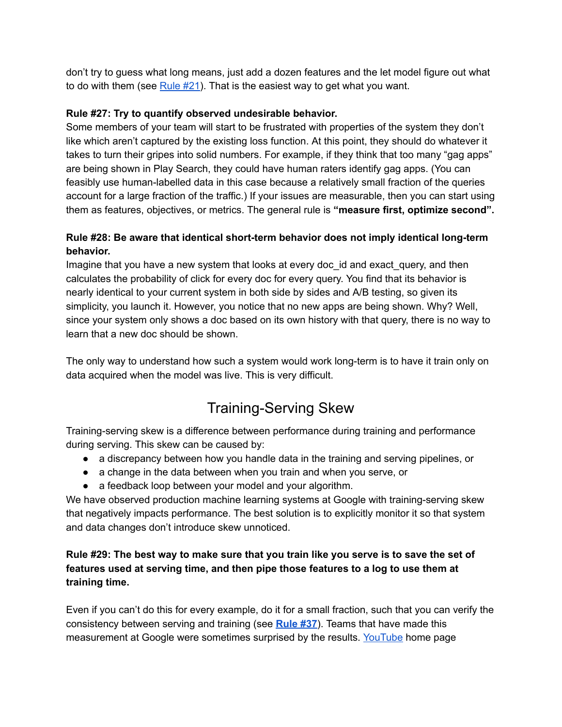don't try to guess what long means, just add a dozen features and the let model figure out what to do with them (see Rule #21). That is the easiest way to get what you want.

**Rule #27: Try to quantify observed undesirable behavior.**

Some members of your team will start to be frustrated with properties of the system they don't like which aren't captured by the existing loss function. At this point, they should do whatever it takes to turn their gripes into solid numbers. For example, if they think that too many "gag apps" are being shown in Play Search, they could have human raters identify gag apps. (You can feasibly use human-labelled data in this case because a relatively small fraction of the queries account for a large fraction of the traffic.) If your issues are measurable, then you can start using them as features, objectives, or metrics. The general rule is **"measure first, optimize second".**

**Rule #28: Be aware that identical short-term behavior does not imply identical long-term behavior.**

Imagine that you have a new system that looks at every doc_id and exact_query, and then calculates the probability of click for every doc for every query. You find that its behavior is nearly identical to your current system in both side by sides and A/B testing, so given its simplicity, you launch it. However, you notice that no new apps are being shown. Why? Well, since your system only shows a doc based on its own history with that query, there is no way to learn that a new doc should be shown.

The only way to understand how such a system would work long-term is to have it train only on data acquired when the model was live. This is very difficult.

## Training-Serving Skew

Training-serving skew is a difference between performance during training and performance during serving. This skew can be caused by:

- a discrepancy between how you handle data in the training and serving pipelines, or
- a change in the data between when you train and when you serve, or
- a feedback loop between your model and your algorithm.

We have observed production machine learning systems at Google with training-serving skew that negatively impacts performance. The best solution is to explicitly monitor it so that system and data changes don't introduce skew unnoticed.

**Rule #29: The best way to make sure that you train like you serve is to save the set of features used at serving time, and then pipe those features to a log to use them at training time.**

Even if you can't do this for every example, do it for a small fraction, such that you can verify the consistency between serving and training (see **Rule #37**). Teams that have made this measurement at Google were sometimes surprised by the results. YouTube home page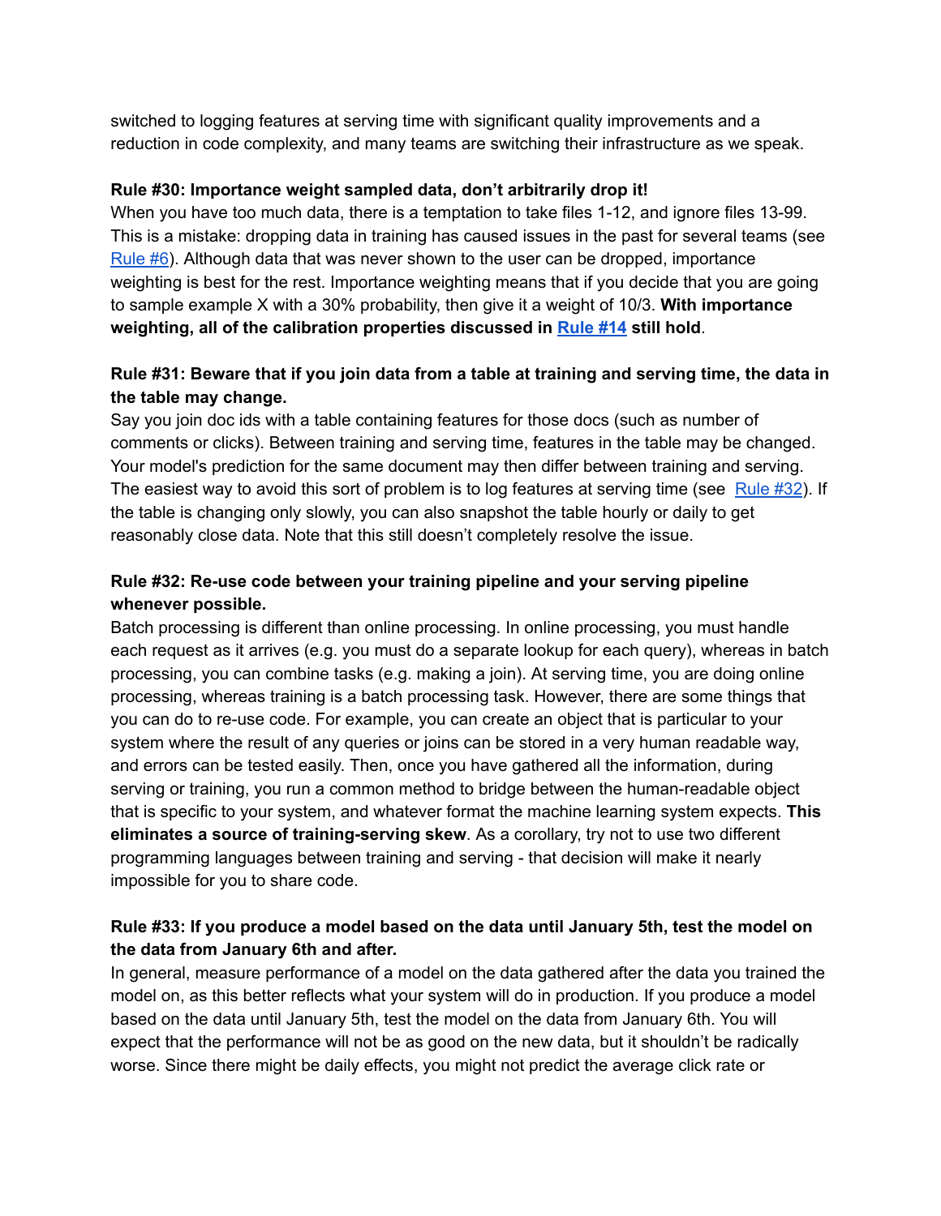switched to logging features at serving time with significant quality improvements and a reduction in code complexity, and many teams are switching their infrastructure as we speak.

**Rule #30: Importance weight sampled data, don't arbitrarily drop it!**

When you have too much data, there is a temptation to take files 1-12, and ignore files 13-99. This is a mistake: dropping data in training has caused issues in the past for several teams (see Rule #6). Although data that was never shown to the user can be dropped, importance weighting is best for the rest. Importance weighting means that if you decide that you are going to sample example X with a 30% probability, then give it a weight of 10/3. **With importance weighting, all of the calibration properties discussed in Rule #14 still hold**.

**Rule #31: Beware that if you join data from a table at training and serving time, the data in the table may change.**

Say you join doc ids with a table containing features for those docs (such as number of comments or clicks). Between training and serving time, features in the table may be changed. Your model's prediction for the same document may then differ between training and serving. The easiest way to avoid this sort of problem is to log features at serving time (see Rule #32). If the table is changing only slowly, you can also snapshot the table hourly or daily to get reasonably close data. Note that this still doesn't completely resolve the issue.

**Rule #32: Re-use code between your training pipeline and your serving pipeline whenever possible.**

Batch processing is different than online processing. In online processing, you must handle each request as it arrives (e.g. you must do a separate lookup for each query), whereas in batch processing, you can combine tasks (e.g. making a join). At serving time, you are doing online processing, whereas training is a batch processing task. However, there are some things that you can do to re-use code. For example, you can create an object that is particular to your system where the result of any queries or joins can be stored in a very human readable way, and errors can be tested easily. Then, once you have gathered all the information, during serving or training, you run a common method to bridge between the human-readable object that is specific to your system, and whatever format the machine learning system expects. **This eliminates a source of training-serving skew**. As a corollary, try not to use two different programming languages between training and serving - that decision will make it nearly impossible for you to share code.

**Rule #33: If you produce a model based on the data until January 5th, test the model on the data from January 6th and after.**

In general, measure performance of a model on the data gathered after the data you trained the model on, as this better reflects what your system will do in production. If you produce a model based on the data until January 5th, test the model on the data from January 6th. You will expect that the performance will not be as good on the new data, but it shouldn't be radically worse. Since there might be daily effects, you might not predict the average click rate or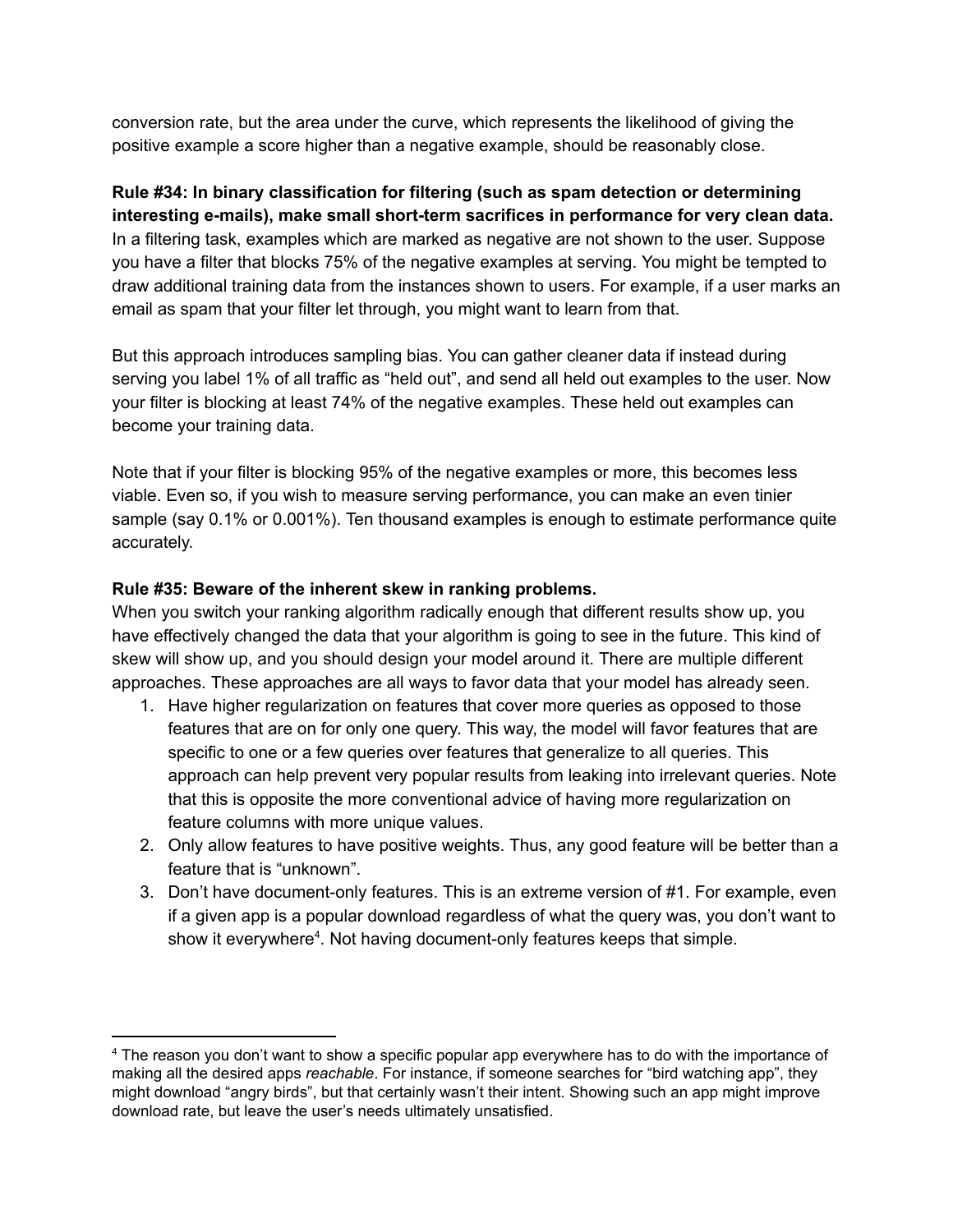conversion rate, but the area under the curve, which represents the likelihood of giving the positive example a score higher than a negative example, should be reasonably close.

**Rule #34: In binary classification for filtering (such as spam detection or determining interesting e-mails), make small short-term sacrifices in performance for very clean data.**
In a filtering task, examples which are marked as negative are not shown to the user. Suppose you have a filter that blocks 75% of the negative examples at serving. You might be tempted to draw additional training data from the instances shown to users. For example, if a user marks an email as spam that your filter let through, you might want to learn from that.

But this approach introduces sampling bias. You can gather cleaner data if instead during serving you label 1% of all traffic as "held out", and send all held out examples to the user. Now your filter is blocking at least 74% of the negative examples. These held out examples can become your training data.

Note that if your filter is blocking 95% of the negative examples or more, this becomes less viable. Even so, if you wish to measure serving performance, you can make an even tinier sample (say 0.1% or 0.001%). Ten thousand examples is enough to estimate performance quite accurately.

**Rule #35: Beware of the inherent skew in ranking problems.**
When you switch your ranking algorithm radically enough that different results show up, you have effectively changed the data that your algorithm is going to see in the future. This kind of skew will show up, and you should design your model around it. There are multiple different approaches. These approaches are all ways to favor data that your model has already seen.

1. Have higher regularization on features that cover more queries as opposed to those features that are on for only one query. This way, the model will favor features that are specific to one or a few queries over features that generalize to all queries. This approach can help prevent very popular results from leaking into irrelevant queries. Note that this is opposite the more conventional advice of having more regularization on feature columns with more unique values.
2. Only allow features to have positive weights. Thus, any good feature will be better than a feature that is "unknown".
3. Don't have document-only features. This is an extreme version of #1. For example, even if a given app is a popular download regardless of what the query was, you don't want to show it everywhere[4]. Not having document-only features keeps that simple.

---

[4] The reason you don't want to show a specific popular app everywhere has to do with the importance of making all the desired apps *reachable*. For instance, if someone searches for "bird watching app", they might download "angry birds", but that certainly wasn't their intent. Showing such an app might improve download rate, but leave the user's needs ultimately unsatisfied.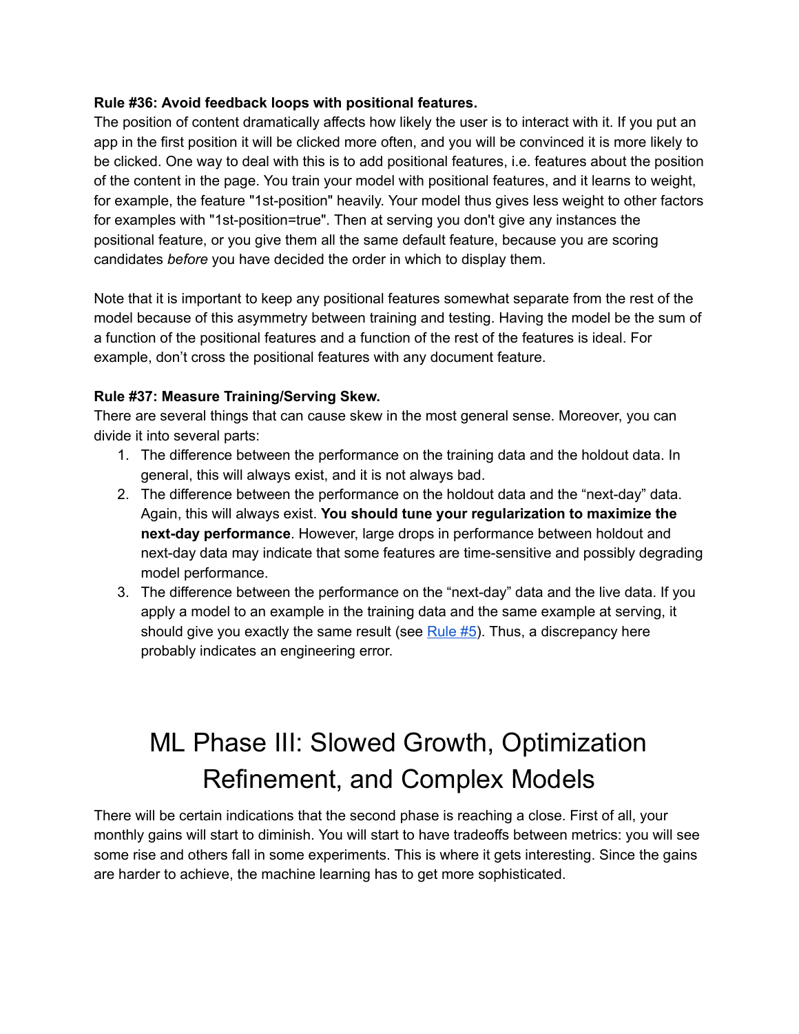**Rule #36: Avoid feedback loops with positional features.**

The position of content dramatically affects how likely the user is to interact with it. If you put an app in the first position it will be clicked more often, and you will be convinced it is more likely to be clicked. One way to deal with this is to add positional features, i.e. features about the position of the content in the page. You train your model with positional features, and it learns to weight, for example, the feature "1st-position" heavily. Your model thus gives less weight to other factors for examples with "1st-position=true". Then at serving you don't give any instances the positional feature, or you give them all the same default feature, because you are scoring candidates *before* you have decided the order in which to display them.

Note that it is important to keep any positional features somewhat separate from the rest of the model because of this asymmetry between training and testing. Having the model be the sum of a function of the positional features and a function of the rest of the features is ideal. For example, don't cross the positional features with any document feature.

**Rule #37: Measure Training/Serving Skew.**

There are several things that can cause skew in the most general sense. Moreover, you can divide it into several parts:

1. The difference between the performance on the training data and the holdout data. In general, this will always exist, and it is not always bad.
2. The difference between the performance on the holdout data and the "next-day" data. Again, this will always exist. **You should tune your regularization to maximize the next-day performance**. However, large drops in performance between holdout and next-day data may indicate that some features are time-sensitive and possibly degrading model performance.
3. The difference between the performance on the "next-day" data and the live data. If you apply a model to an example in the training data and the same example at serving, it should give you exactly the same result (see [Rule #5](#)). Thus, a discrepancy here probably indicates an engineering error.

# ML Phase III: Slowed Growth, Optimization Refinement, and Complex Models

There will be certain indications that the second phase is reaching a close. First of all, your monthly gains will start to diminish. You will start to have tradeoffs between metrics: you will see some rise and others fall in some experiments. This is where it gets interesting. Since the gains are harder to achieve, the machine learning has to get more sophisticated.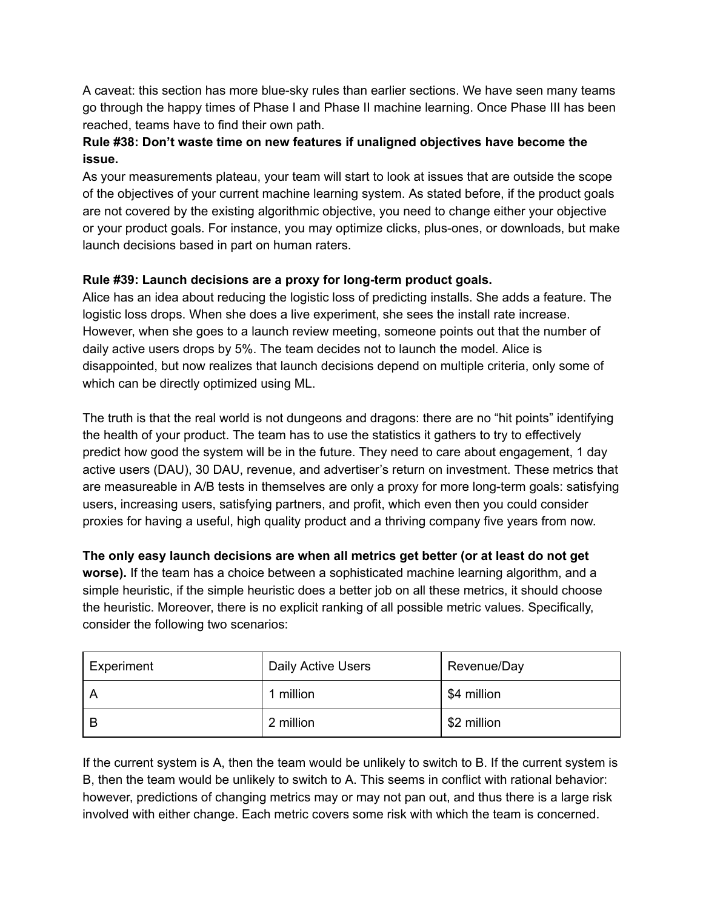A caveat: this section has more blue-sky rules than earlier sections. We have seen many teams go through the happy times of Phase I and Phase II machine learning. Once Phase III has been reached, teams have to find their own path.

### Rule #38: Don't waste time on new features if unaligned objectives have become the issue.

As your measurements plateau, your team will start to look at issues that are outside the scope of the objectives of your current machine learning system. As stated before, if the product goals are not covered by the existing algorithmic objective, you need to change either your objective or your product goals. For instance, you may optimize clicks, plus-ones, or downloads, but make launch decisions based in part on human raters.

### Rule #39: Launch decisions are a proxy for long-term product goals.

Alice has an idea about reducing the logistic loss of predicting installs. She adds a feature. The logistic loss drops. When she does a live experiment, she sees the install rate increase. However, when she goes to a launch review meeting, someone points out that the number of daily active users drops by 5%. The team decides not to launch the model. Alice is disappointed, but now realizes that launch decisions depend on multiple criteria, only some of which can be directly optimized using ML.

The truth is that the real world is not dungeons and dragons: there are no "hit points" identifying the health of your product. The team has to use the statistics it gathers to try to effectively predict how good the system will be in the future. They need to care about engagement, 1 day active users (DAU), 30 DAU, revenue, and advertiser's return on investment. These metrics that are measureable in A/B tests in themselves are only a proxy for more long-term goals: satisfying users, increasing users, satisfying partners, and profit, which even then you could consider proxies for having a useful, high quality product and a thriving company five years from now.

**The only easy launch decisions are when all metrics get better (or at least do not get worse).** If the team has a choice between a sophisticated machine learning algorithm, and a simple heuristic, if the simple heuristic does a better job on all these metrics, it should choose the heuristic. Moreover, there is no explicit ranking of all possible metric values. Specifically, consider the following two scenarios:

| Experiment | Daily Active Users | Revenue/Day |
|---|---|---|
| A | 1 million | $4 million |
| B | 2 million | $2 million |

If the current system is A, then the team would be unlikely to switch to B. If the current system is B, then the team would be unlikely to switch to A. This seems in conflict with rational behavior: however, predictions of changing metrics may or may not pan out, and thus there is a large risk involved with either change. Each metric covers some risk with which the team is concerned.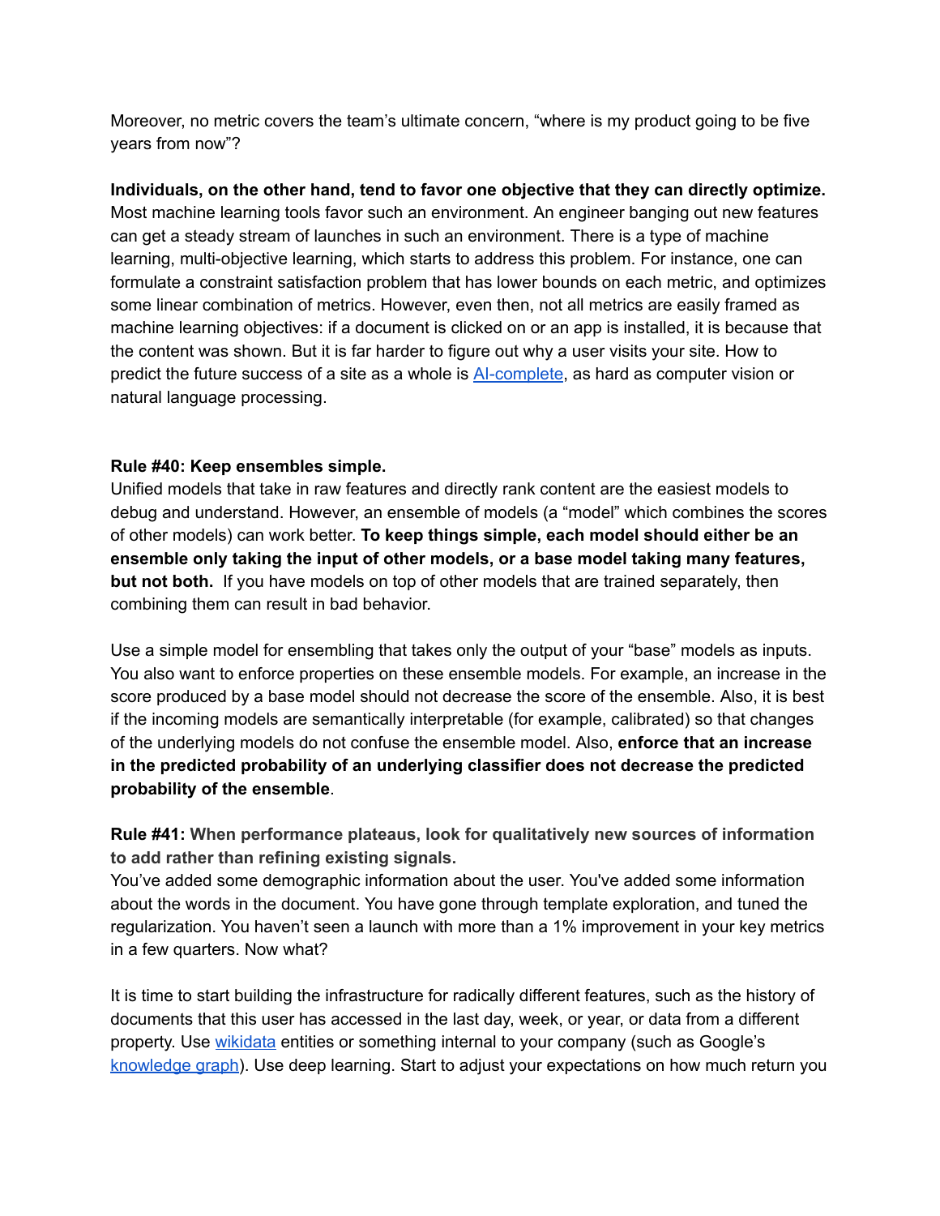Moreover, no metric covers the team's ultimate concern, "where is my product going to be five years from now"?

**Individuals, on the other hand, tend to favor one objective that they can directly optimize.** Most machine learning tools favor such an environment. An engineer banging out new features can get a steady stream of launches in such an environment. There is a type of machine learning, multi-objective learning, which starts to address this problem. For instance, one can formulate a constraint satisfaction problem that has lower bounds on each metric, and optimizes some linear combination of metrics. However, even then, not all metrics are easily framed as machine learning objectives: if a document is clicked on or an app is installed, it is because that the content was shown. But it is far harder to figure out why a user visits your site. How to predict the future success of a site as a whole is [AI-complete](), as hard as computer vision or natural language processing.

**Rule #40: Keep ensembles simple.**

Unified models that take in raw features and directly rank content are the easiest models to debug and understand. However, an ensemble of models (a "model" which combines the scores of other models) can work better. **To keep things simple, each model should either be an ensemble only taking the input of other models, or a base model taking many features, but not both.** If you have models on top of other models that are trained separately, then combining them can result in bad behavior.

Use a simple model for ensembling that takes only the output of your "base" models as inputs. You also want to enforce properties on these ensemble models. For example, an increase in the score produced by a base model should not decrease the score of the ensemble. Also, it is best if the incoming models are semantically interpretable (for example, calibrated) so that changes of the underlying models do not confuse the ensemble model. Also, **enforce that an increase in the predicted probability of an underlying classifier does not decrease the predicted probability of the ensemble**.

**Rule #41: When performance plateaus, look for qualitatively new sources of information to add rather than refining existing signals.**

You've added some demographic information about the user. You've added some information about the words in the document. You have gone through template exploration, and tuned the regularization. You haven't seen a launch with more than a 1% improvement in your key metrics in a few quarters. Now what?

It is time to start building the infrastructure for radically different features, such as the history of documents that this user has accessed in the last day, week, or year, or data from a different property. Use [wikidata]() entities or something internal to your company (such as Google's [knowledge graph]()). Use deep learning. Start to adjust your expectations on how much return you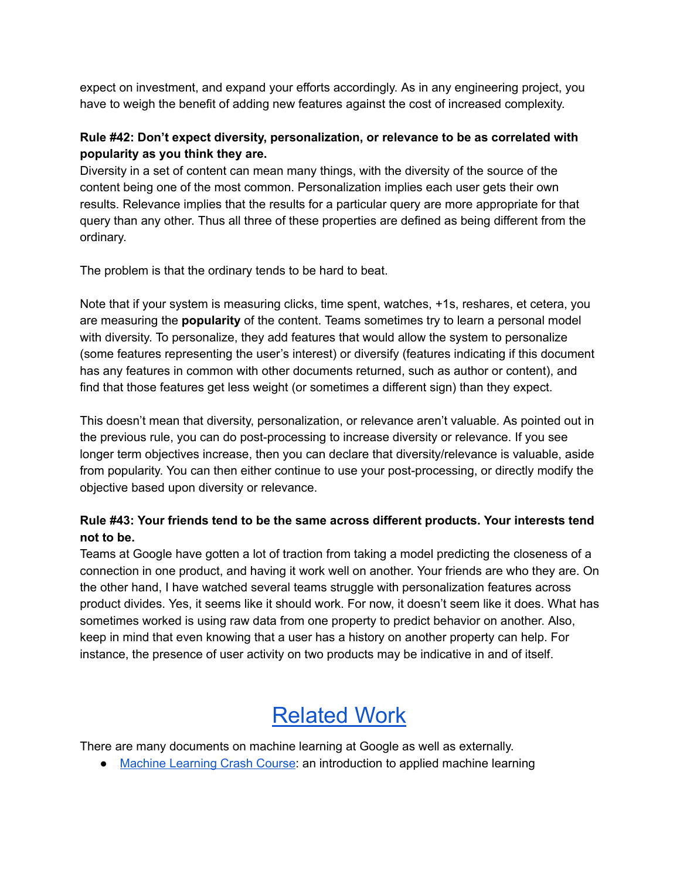expect on investment, and expand your efforts accordingly. As in any engineering project, you have to weigh the benefit of adding new features against the cost of increased complexity.

**Rule #42: Don't expect diversity, personalization, or relevance to be as correlated with popularity as you think they are.**

Diversity in a set of content can mean many things, with the diversity of the source of the content being one of the most common. Personalization implies each user gets their own results. Relevance implies that the results for a particular query are more appropriate for that query than any other. Thus all three of these properties are defined as being different from the ordinary.

The problem is that the ordinary tends to be hard to beat.

Note that if your system is measuring clicks, time spent, watches, +1s, reshares, et cetera, you are measuring the **popularity** of the content. Teams sometimes try to learn a personal model with diversity. To personalize, they add features that would allow the system to personalize (some features representing the user's interest) or diversify (features indicating if this document has any features in common with other documents returned, such as author or content), and find that those features get less weight (or sometimes a different sign) than they expect.

This doesn't mean that diversity, personalization, or relevance aren't valuable. As pointed out in the previous rule, you can do post-processing to increase diversity or relevance. If you see longer term objectives increase, then you can declare that diversity/relevance is valuable, aside from popularity. You can then either continue to use your post-processing, or directly modify the objective based upon diversity or relevance.

**Rule #43: Your friends tend to be the same across different products. Your interests tend not to be.**

Teams at Google have gotten a lot of traction from taking a model predicting the closeness of a connection in one product, and having it work well on another. Your friends are who they are. On the other hand, I have watched several teams struggle with personalization features across product divides. Yes, it seems like it should work. For now, it doesn't seem like it does. What has sometimes worked is using raw data from one property to predict behavior on another. Also, keep in mind that even knowing that a user has a history on another property can help. For instance, the presence of user activity on two products may be indicative in and of itself.

# Related Work

There are many documents on machine learning at Google as well as externally.

- Machine Learning Crash Course: an introduction to applied machine learning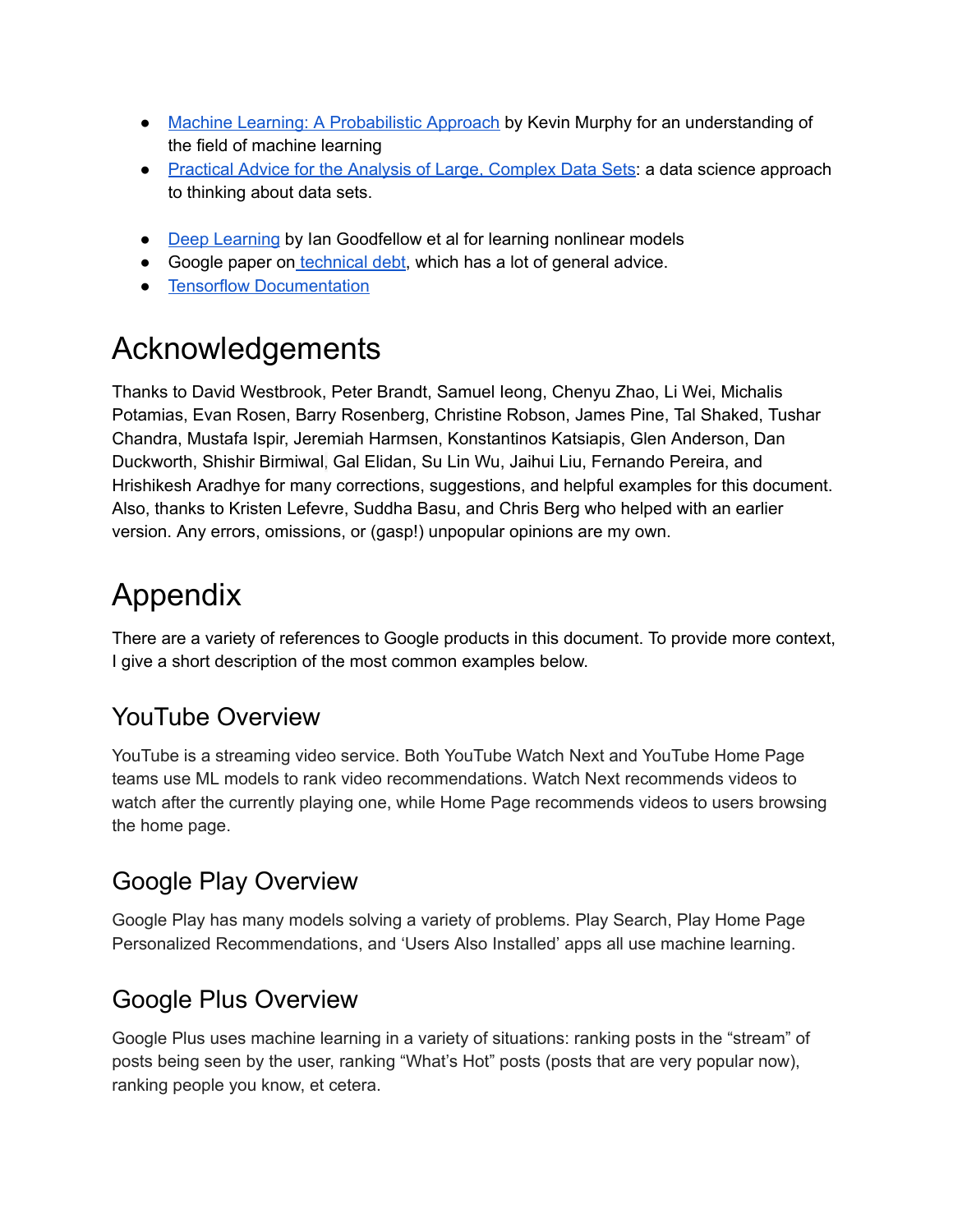- [Machine Learning: A Probabilistic Approach](#) by Kevin Murphy for an understanding of the field of machine learning
- [Practical Advice for the Analysis of Large, Complex Data Sets](#): a data science approach to thinking about data sets.

- [Deep Learning](#) by Ian Goodfellow et al for learning nonlinear models
- Google paper on [technical debt](#), which has a lot of general advice.
- [Tensorflow Documentation](#)

# Acknowledgements

Thanks to David Westbrook, Peter Brandt, Samuel Ieong, Chenyu Zhao, Li Wei, Michalis Potamias, Evan Rosen, Barry Rosenberg, Christine Robson, James Pine, Tal Shaked, Tushar Chandra, Mustafa Ispir, Jeremiah Harmsen, Konstantinos Katsiapis, Glen Anderson, Dan Duckworth, Shishir Birmiwal, Gal Elidan, Su Lin Wu, Jaihui Liu, Fernando Pereira, and Hrishikesh Aradhye for many corrections, suggestions, and helpful examples for this document. Also, thanks to Kristen Lefevre, Suddha Basu, and Chris Berg who helped with an earlier version. Any errors, omissions, or (gasp!) unpopular opinions are my own.

# Appendix

There are a variety of references to Google products in this document. To provide more context, I give a short description of the most common examples below.

## YouTube Overview

YouTube is a streaming video service. Both YouTube Watch Next and YouTube Home Page teams use ML models to rank video recommendations. Watch Next recommends videos to watch after the currently playing one, while Home Page recommends videos to users browsing the home page.

## Google Play Overview

Google Play has many models solving a variety of problems. Play Search, Play Home Page Personalized Recommendations, and 'Users Also Installed' apps all use machine learning.

## Google Plus Overview

Google Plus uses machine learning in a variety of situations: ranking posts in the "stream" of posts being seen by the user, ranking "What's Hot" posts (posts that are very popular now), ranking people you know, et cetera.